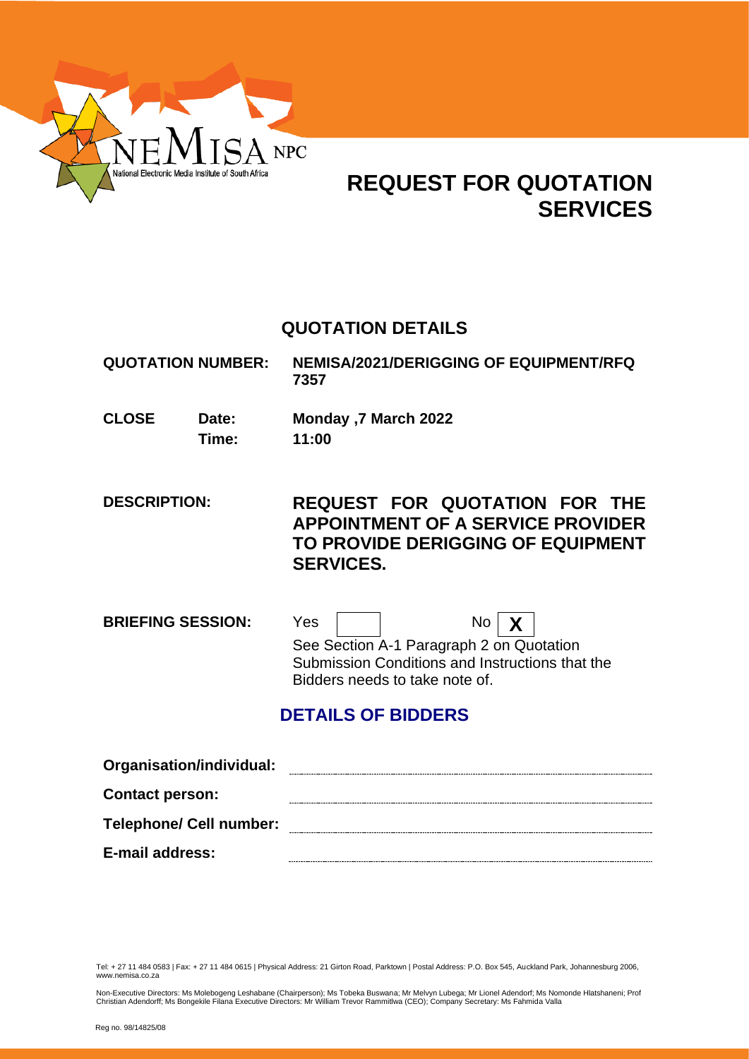NEMISA NPC

National Electronic Media Institute of South Africa

# REQUEST FOR QUOTATION SERVICES

## QUOTATION DETAILS

| | | |
|---|---|---|
| **QUOTATION NUMBER:** | | **NEMISA/2021/DERIGGING OF EQUIPMENT/RFQ 7357** |
| **CLOSE** | **Date:** | **Monday ,7 March 2022** |
| | **Time:** | **11:00** |

**DESCRIPTION:** **REQUEST FOR QUOTATION FOR THE APPOINTMENT OF A SERVICE PROVIDER TO PROVIDE DERIGGING OF EQUIPMENT SERVICES.**

**BRIEFING SESSION:** Yes [ ] No [X]

See Section A-1 Paragraph 2 on Quotation Submission Conditions and Instructions that the Bidders needs to take note of.

## DETAILS OF BIDDERS

**Organisation/individual:** ..............................

**Contact person:** ..............................

**Telephone/ Cell number:** ..............................

**E-mail address:** ..............................

Tel: + 27 11 484 0583 | Fax: + 27 11 484 0615 | Physical Address: 21 Girton Road, Parktown | Postal Address: P.O. Box 545, Auckland Park, Johannesburg 2006, www.nemisa.co.za

Non-Executive Directors: Ms Molebogeng Leshabane (Chairperson); Ms Tobeka Buswana; Mr Melvyn Lubega; Mr Lionel Adendorf; Ms Nomonde Hlatshaneni; Prof Christian Adendorff; Ms Bongekile Filana Executive Directors: Mr William Trevor Rammitlwa (CEO); Company Secretary: Ms Fahmida Valla

Reg no. 98/14825/08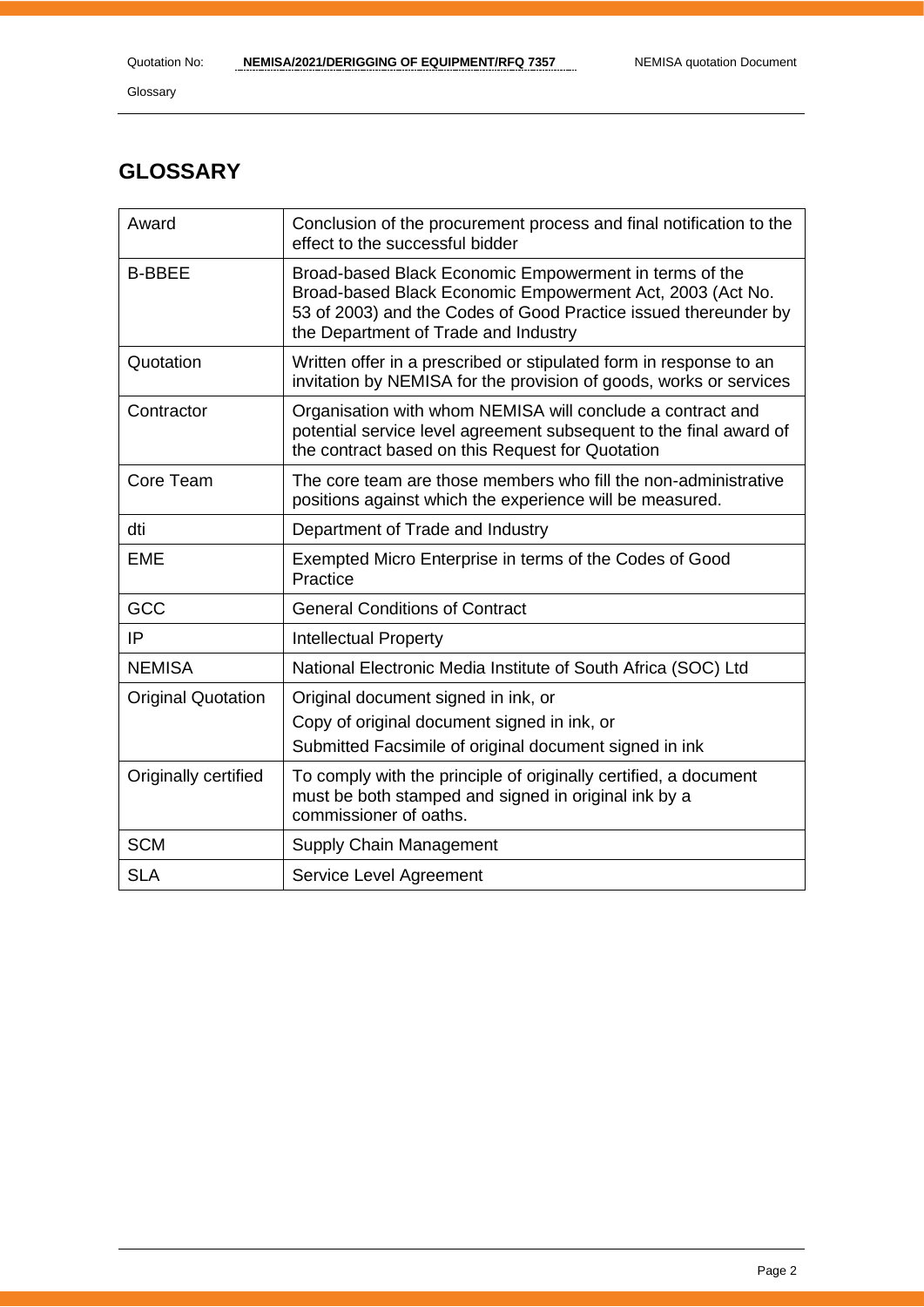## GLOSSARY

| | |
|---|---|
| Award | Conclusion of the procurement process and final notification to the effect to the successful bidder |
| B-BBEE | Broad-based Black Economic Empowerment in terms of the Broad-based Black Economic Empowerment Act, 2003 (Act No. 53 of 2003) and the Codes of Good Practice issued thereunder by the Department of Trade and Industry |
| Quotation | Written offer in a prescribed or stipulated form in response to an invitation by NEMISA for the provision of goods, works or services |
| Contractor | Organisation with whom NEMISA will conclude a contract and potential service level agreement subsequent to the final award of the contract based on this Request for Quotation |
| Core Team | The core team are those members who fill the non-administrative positions against which the experience will be measured. |
| dti | Department of Trade and Industry |
| EME | Exempted Micro Enterprise in terms of the Codes of Good Practice |
| GCC | General Conditions of Contract |
| IP | Intellectual Property |
| NEMISA | National Electronic Media Institute of South Africa (SOC) Ltd |
| Original Quotation | Original document signed in ink, or<br>Copy of original document signed in ink, or<br>Submitted Facsimile of original document signed in ink |
| Originally certified | To comply with the principle of originally certified, a document must be both stamped and signed in original ink by a commissioner of oaths. |
| SCM | Supply Chain Management |
| SLA | Service Level Agreement |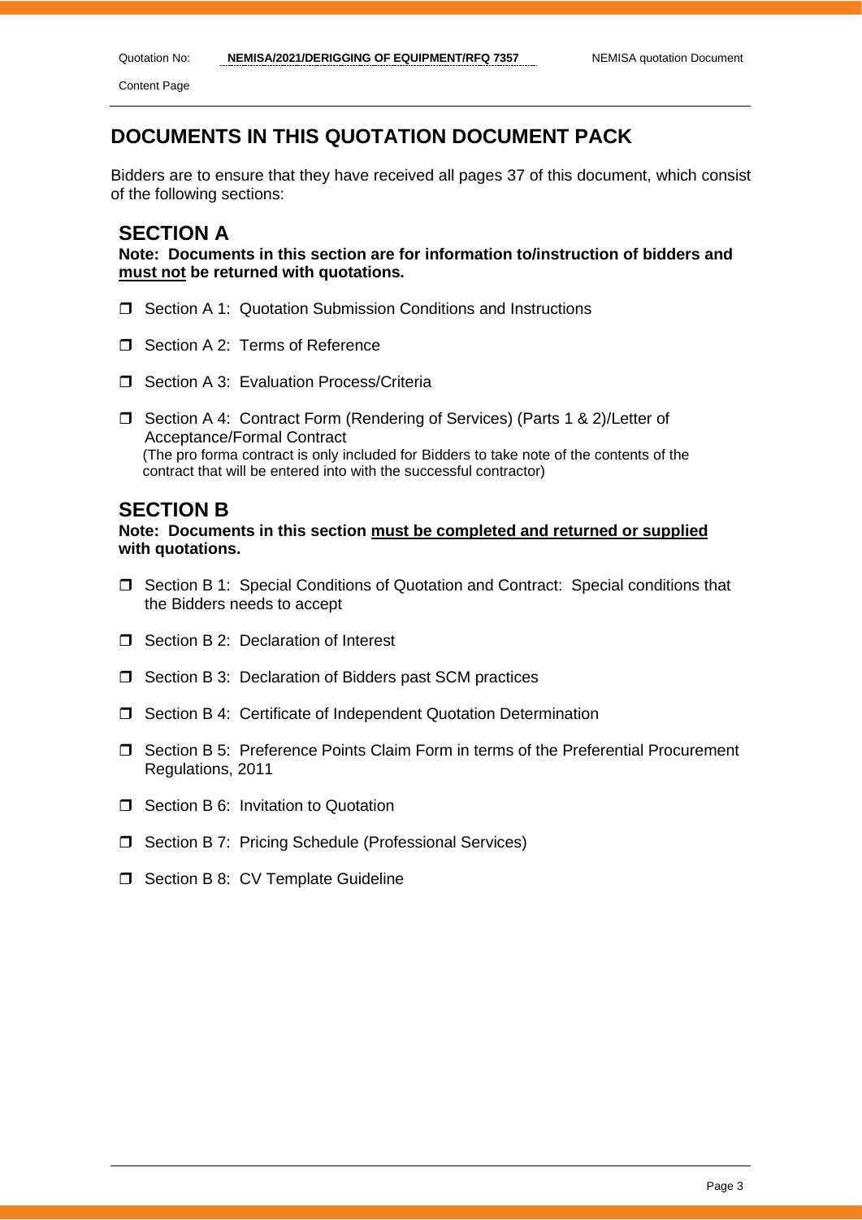# DOCUMENTS IN THIS QUOTATION DOCUMENT PACK

Bidders are to ensure that they have received all pages 37 of this document, which consist of the following sections:

## SECTION A

**Note: Documents in this section are for information to/instruction of bidders and <u>must not</u> be returned with quotations.**

- ❒ Section A 1: Quotation Submission Conditions and Instructions
- ❒ Section A 2: Terms of Reference
- ❒ Section A 3: Evaluation Process/Criteria
- ❒ Section A 4: Contract Form (Rendering of Services) (Parts 1 & 2)/Letter of Acceptance/Formal Contract
  (The pro forma contract is only included for Bidders to take note of the contents of the contract that will be entered into with the successful contractor)

## SECTION B

**Note: Documents in this section <u>must be completed and returned or supplied</u> with quotations.**

- ❒ Section B 1: Special Conditions of Quotation and Contract: Special conditions that the Bidders needs to accept
- ❒ Section B 2: Declaration of Interest
- ❒ Section B 3: Declaration of Bidders past SCM practices
- ❒ Section B 4: Certificate of Independent Quotation Determination
- ❒ Section B 5: Preference Points Claim Form in terms of the Preferential Procurement Regulations, 2011
- ❒ Section B 6: Invitation to Quotation
- ❒ Section B 7: Pricing Schedule (Professional Services)
- ❒ Section B 8: CV Template Guideline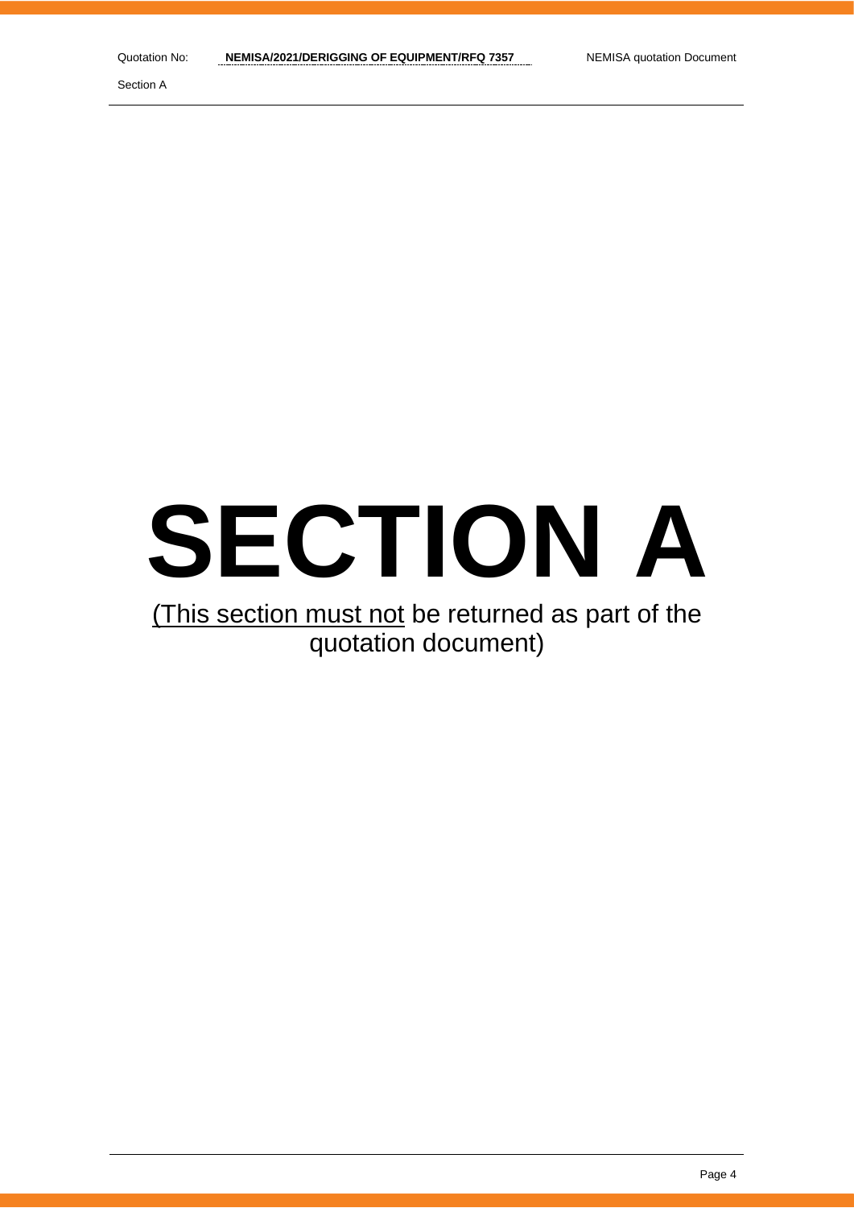# SECTION A

<u>(This section must not</u> be returned as part of the quotation document)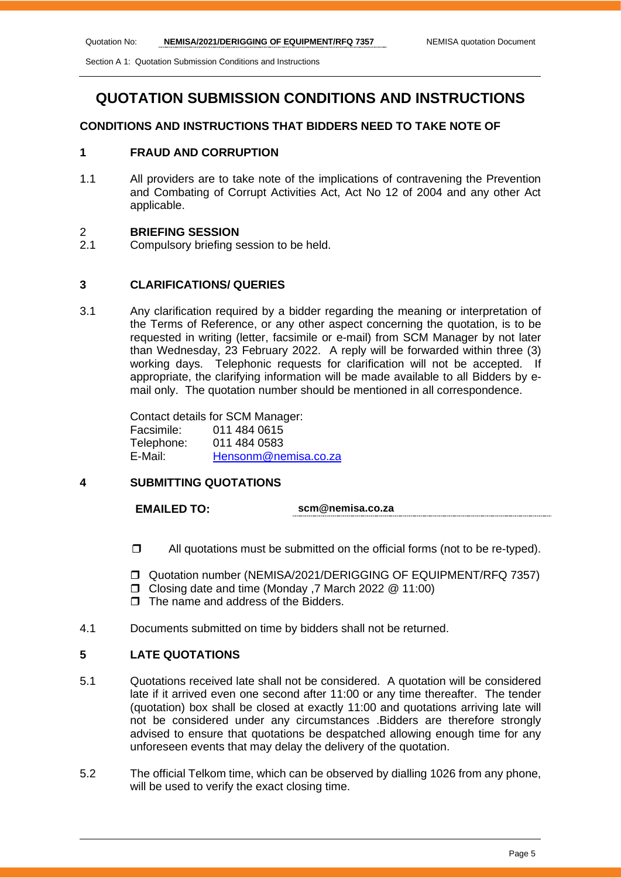# QUOTATION SUBMISSION CONDITIONS AND INSTRUCTIONS

## CONDITIONS AND INSTRUCTIONS THAT BIDDERS NEED TO TAKE NOTE OF

### 1 FRAUD AND CORRUPTION

1.1 All providers are to take note of the implications of contravening the Prevention and Combating of Corrupt Activities Act, Act No 12 of 2004 and any other Act applicable.

### 2 BRIEFING SESSION

2.1 Compulsory briefing session to be held.

### 3 CLARIFICATIONS/ QUERIES

3.1 Any clarification required by a bidder regarding the meaning or interpretation of the Terms of Reference, or any other aspect concerning the quotation, is to be requested in writing (letter, facsimile or e-mail) from SCM Manager by not later than Wednesday, 23 February 2022. A reply will be forwarded within three (3) working days. Telephonic requests for clarification will not be accepted. If appropriate, the clarifying information will be made available to all Bidders by e-mail only. The quotation number should be mentioned in all correspondence.

Contact details for SCM Manager:
Facsimile: 011 484 0615
Telephone: 011 484 0583
E-Mail: Hensonm@nemisa.co.za

### 4 SUBMITTING QUOTATIONS

**EMAILED TO:** **scm@nemisa.co.za**

- All quotations must be submitted on the official forms (not to be re-typed).
- Quotation number (NEMISA/2021/DERIGGING OF EQUIPMENT/RFQ 7357)
- Closing date and time (Monday ,7 March 2022 @ 11:00)
- The name and address of the Bidders.

4.1 Documents submitted on time by bidders shall not be returned.

### 5 LATE QUOTATIONS

5.1 Quotations received late shall not be considered. A quotation will be considered late if it arrived even one second after 11:00 or any time thereafter. The tender (quotation) box shall be closed at exactly 11:00 and quotations arriving late will not be considered under any circumstances .Bidders are therefore strongly advised to ensure that quotations be despatched allowing enough time for any unforeseen events that may delay the delivery of the quotation.

5.2 The official Telkom time, which can be observed by dialling 1026 from any phone, will be used to verify the exact closing time.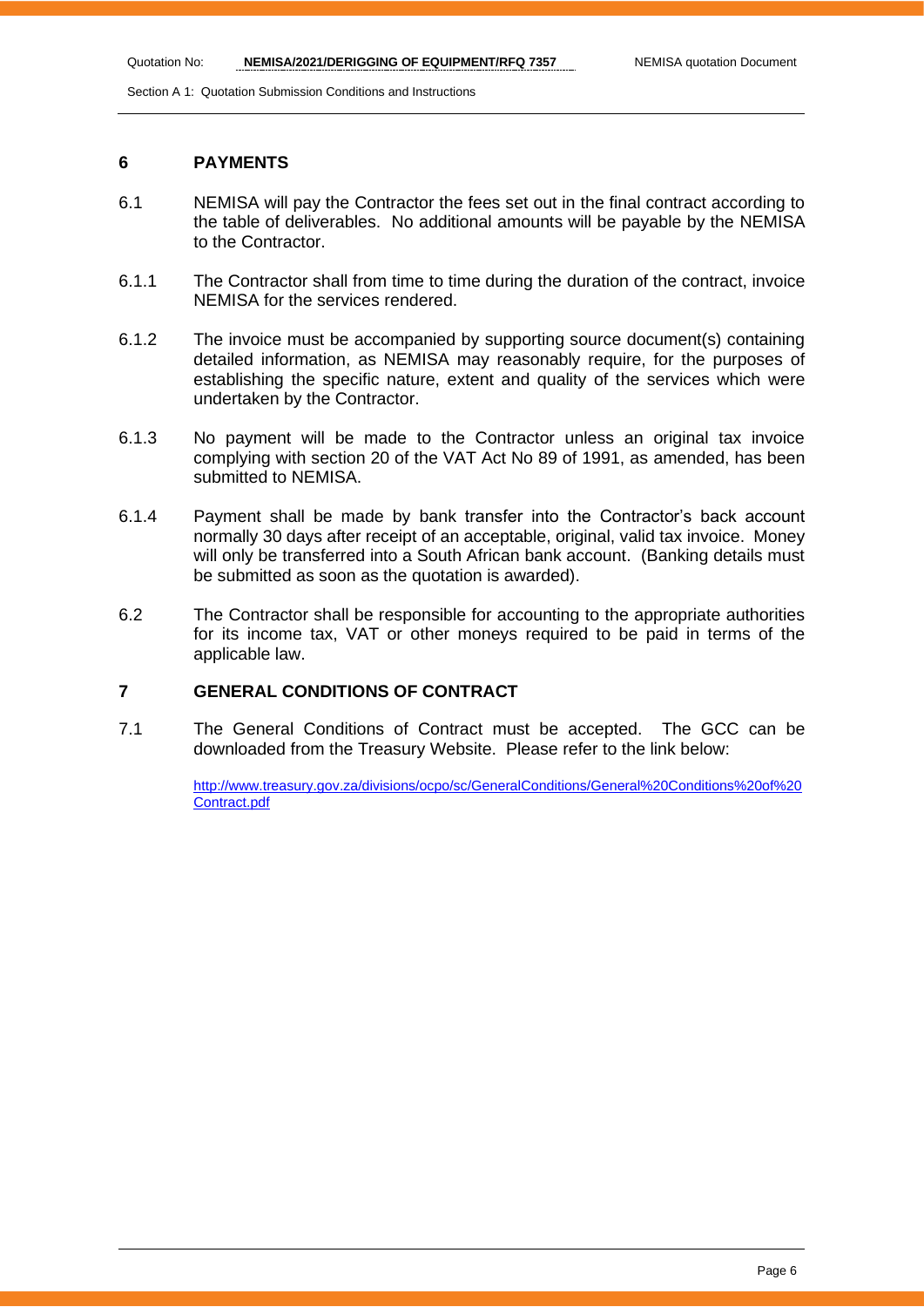## 6 PAYMENTS

6.1 NEMISA will pay the Contractor the fees set out in the final contract according to the table of deliverables. No additional amounts will be payable by the NEMISA to the Contractor.

6.1.1 The Contractor shall from time to time during the duration of the contract, invoice NEMISA for the services rendered.

6.1.2 The invoice must be accompanied by supporting source document(s) containing detailed information, as NEMISA may reasonably require, for the purposes of establishing the specific nature, extent and quality of the services which were undertaken by the Contractor.

6.1.3 No payment will be made to the Contractor unless an original tax invoice complying with section 20 of the VAT Act No 89 of 1991, as amended, has been submitted to NEMISA.

6.1.4 Payment shall be made by bank transfer into the Contractor's back account normally 30 days after receipt of an acceptable, original, valid tax invoice. Money will only be transferred into a South African bank account. (Banking details must be submitted as soon as the quotation is awarded).

6.2 The Contractor shall be responsible for accounting to the appropriate authorities for its income tax, VAT or other moneys required to be paid in terms of the applicable law.

## 7 GENERAL CONDITIONS OF CONTRACT

7.1 The General Conditions of Contract must be accepted. The GCC can be downloaded from the Treasury Website. Please refer to the link below:

http://www.treasury.gov.za/divisions/ocpo/sc/GeneralConditions/General%20Conditions%20of%20Contract.pdf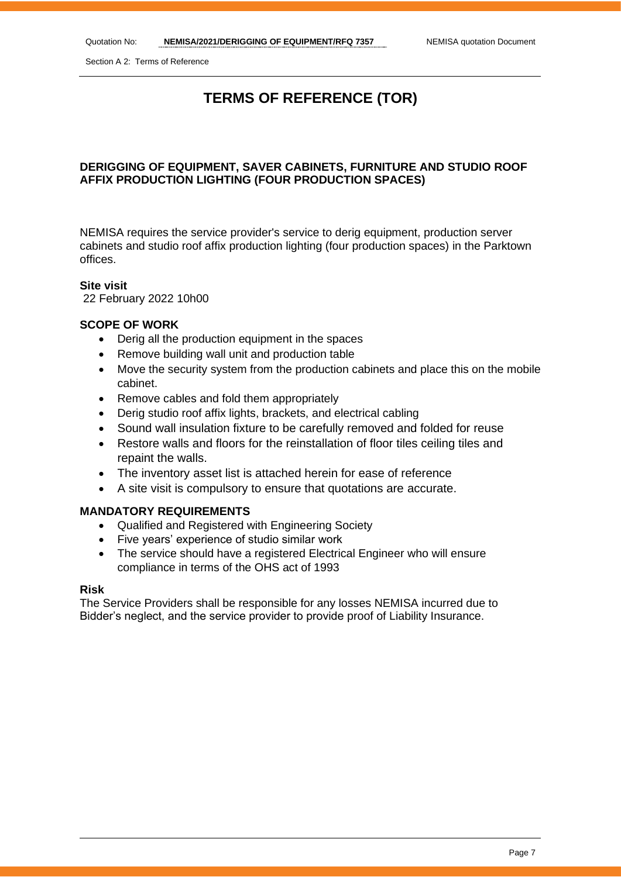# TERMS OF REFERENCE (TOR)

## DERIGGING OF EQUIPMENT, SAVER CABINETS, FURNITURE AND STUDIO ROOF AFFIX PRODUCTION LIGHTING (FOUR PRODUCTION SPACES)

NEMISA requires the service provider's service to derig equipment, production server cabinets and studio roof affix production lighting (four production spaces) in the Parktown offices.

**Site visit**

22 February 2022 10h00

### SCOPE OF WORK

- Derig all the production equipment in the spaces
- Remove building wall unit and production table
- Move the security system from the production cabinets and place this on the mobile cabinet.
- Remove cables and fold them appropriately
- Derig studio roof affix lights, brackets, and electrical cabling
- Sound wall insulation fixture to be carefully removed and folded for reuse
- Restore walls and floors for the reinstallation of floor tiles ceiling tiles and repaint the walls.
- The inventory asset list is attached herein for ease of reference
- A site visit is compulsory to ensure that quotations are accurate.

### MANDATORY REQUIREMENTS

- Qualified and Registered with Engineering Society
- Five years' experience of studio similar work
- The service should have a registered Electrical Engineer who will ensure compliance in terms of the OHS act of 1993

**Risk**

The Service Providers shall be responsible for any losses NEMISA incurred due to Bidder's neglect, and the service provider to provide proof of Liability Insurance.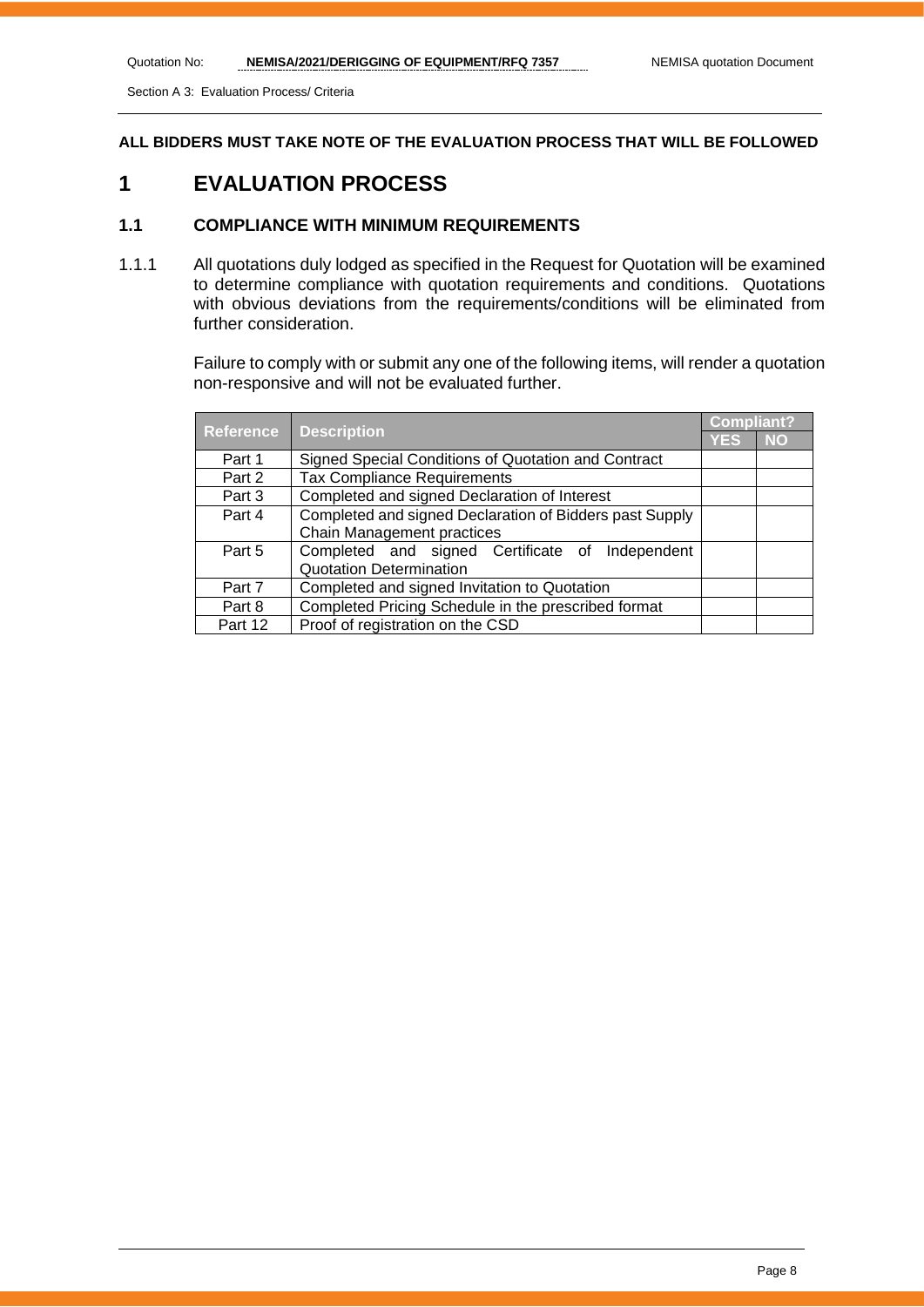**ALL BIDDERS MUST TAKE NOTE OF THE EVALUATION PROCESS THAT WILL BE FOLLOWED**

# 1 EVALUATION PROCESS

## 1.1 COMPLIANCE WITH MINIMUM REQUIREMENTS

1.1.1 All quotations duly lodged as specified in the Request for Quotation will be examined to determine compliance with quotation requirements and conditions. Quotations with obvious deviations from the requirements/conditions will be eliminated from further consideration.

Failure to comply with or submit any one of the following items, will render a quotation non-responsive and will not be evaluated further.

| Reference | Description | Compliant? | |
|---|---|---|---|
| | | YES | NO |
| Part 1 | Signed Special Conditions of Quotation and Contract | | |
| Part 2 | Tax Compliance Requirements | | |
| Part 3 | Completed and signed Declaration of Interest | | |
| Part 4 | Completed and signed Declaration of Bidders past Supply Chain Management practices | | |
| Part 5 | Completed and signed Certificate of Independent Quotation Determination | | |
| Part 7 | Completed and signed Invitation to Quotation | | |
| Part 8 | Completed Pricing Schedule in the prescribed format | | |
| Part 12 | Proof of registration on the CSD | | |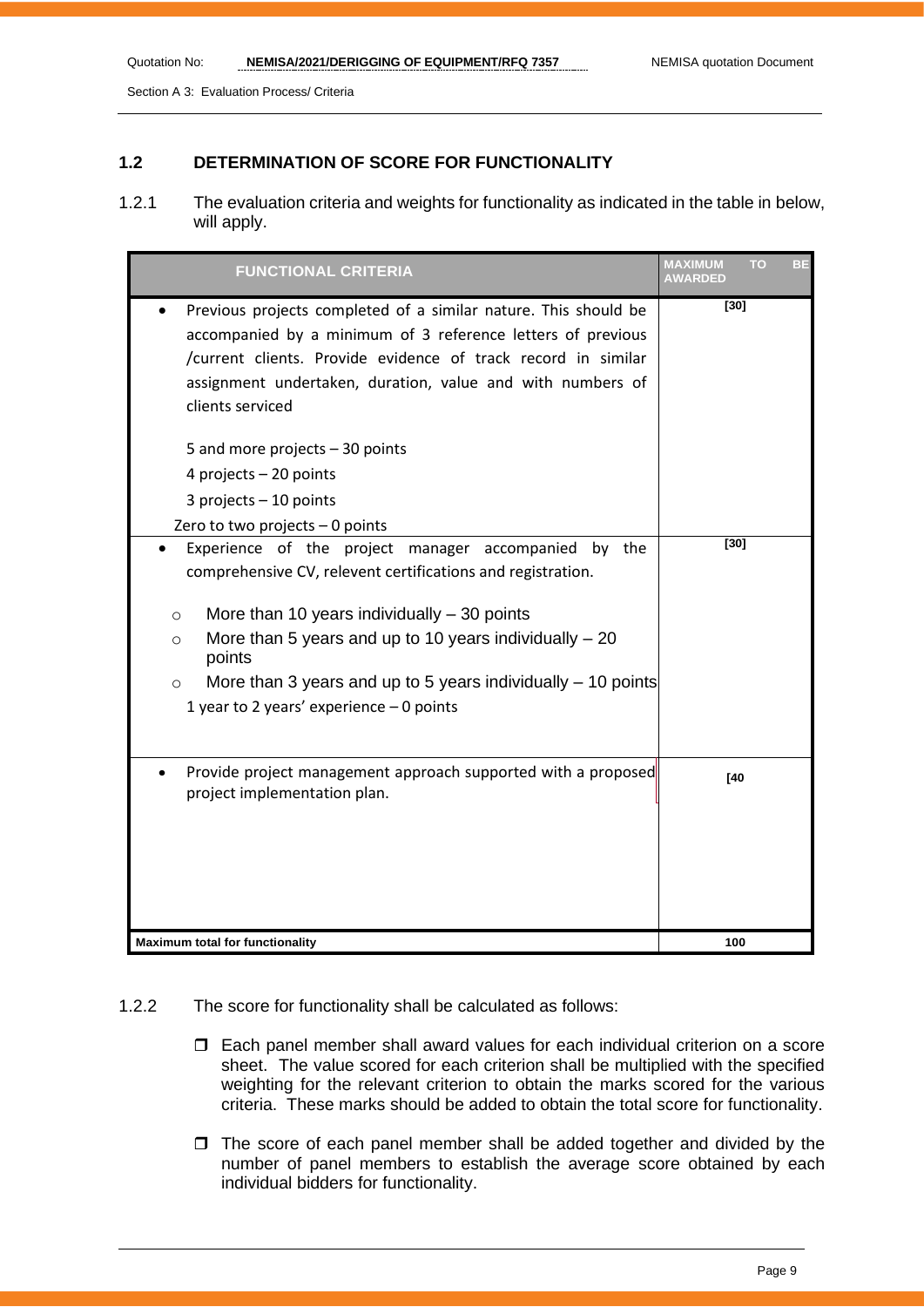### 1.2 DETERMINATION OF SCORE FOR FUNCTIONALITY

1.2.1 The evaluation criteria and weights for functionality as indicated in the table in below, will apply.

| FUNCTIONAL CRITERIA | MAXIMUM TO BE AWARDED |
|---|---|
| • Previous projects completed of a similar nature. This should be accompanied by a minimum of 3 reference letters of previous /current clients. Provide evidence of track record in similar assignment undertaken, duration, value and with numbers of clients serviced<br><br>5 and more projects – 30 points<br>4 projects – 20 points<br>3 projects – 10 points<br>Zero to two projects – 0 points | [30] |
| • Experience of the project manager accompanied by the comprehensive CV, relevent certifications and registration.<br><br>○ More than 10 years individually – 30 points<br>○ More than 5 years and up to 10 years individually – 20 points<br>○ More than 3 years and up to 5 years individually – 10 points<br>1 year to 2 years' experience – 0 points | [30] |
| • Provide project management approach supported with a proposed project implementation plan. | [40 |
| **Maximum total for functionality** | **100** |

1.2.2 The score for functionality shall be calculated as follows:

- Each panel member shall award values for each individual criterion on a score sheet. The value scored for each criterion shall be multiplied with the specified weighting for the relevant criterion to obtain the marks scored for the various criteria. These marks should be added to obtain the total score for functionality.
- The score of each panel member shall be added together and divided by the number of panel members to establish the average score obtained by each individual bidders for functionality.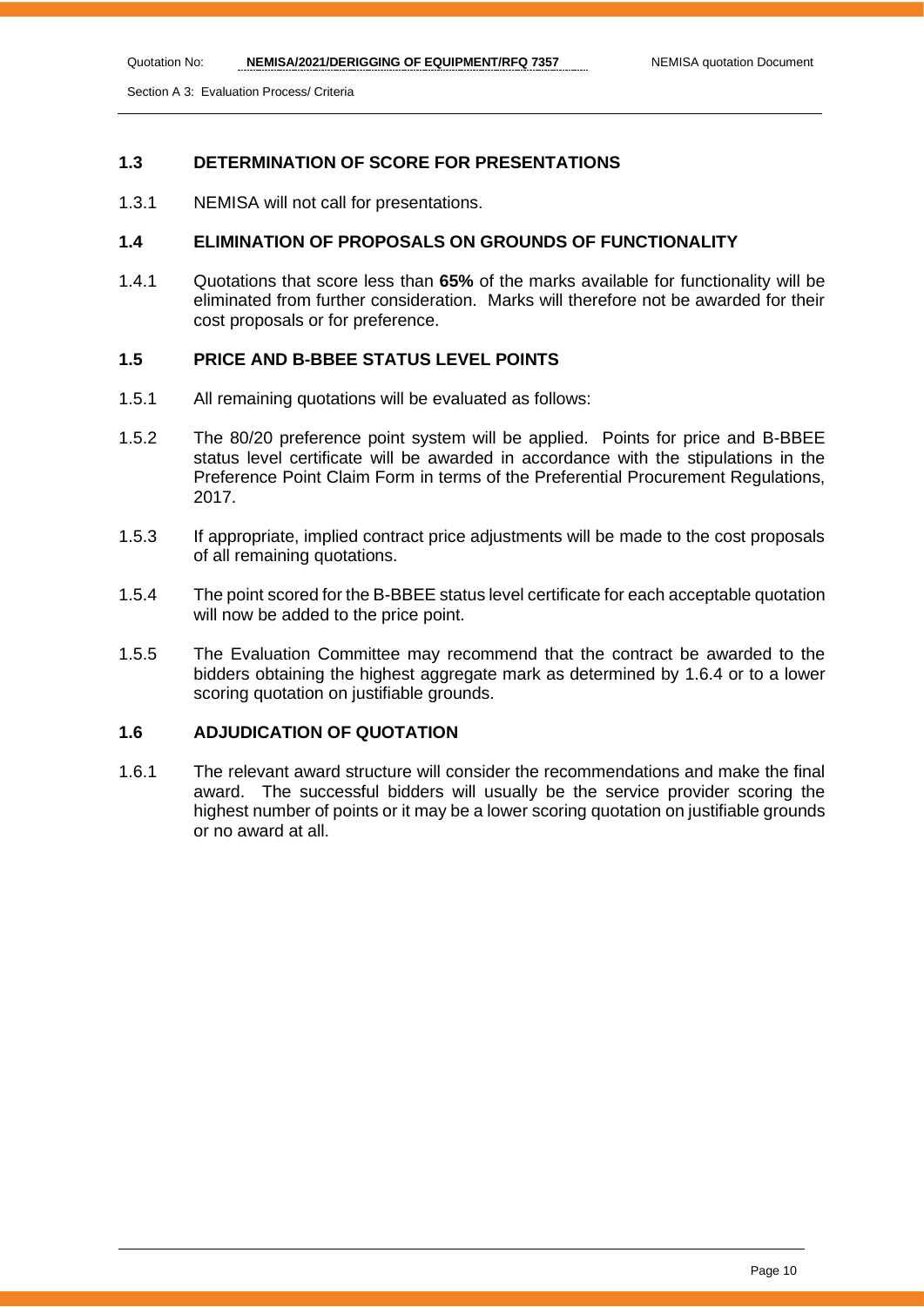### 1.3 DETERMINATION OF SCORE FOR PRESENTATIONS

1.3.1 NEMISA will not call for presentations.

### 1.4 ELIMINATION OF PROPOSALS ON GROUNDS OF FUNCTIONALITY

1.4.1 Quotations that score less than **65%** of the marks available for functionality will be eliminated from further consideration. Marks will therefore not be awarded for their cost proposals or for preference.

### 1.5 PRICE AND B-BBEE STATUS LEVEL POINTS

1.5.1 All remaining quotations will be evaluated as follows:

1.5.2 The 80/20 preference point system will be applied. Points for price and B-BBEE status level certificate will be awarded in accordance with the stipulations in the Preference Point Claim Form in terms of the Preferential Procurement Regulations, 2017.

1.5.3 If appropriate, implied contract price adjustments will be made to the cost proposals of all remaining quotations.

1.5.4 The point scored for the B-BBEE status level certificate for each acceptable quotation will now be added to the price point.

1.5.5 The Evaluation Committee may recommend that the contract be awarded to the bidders obtaining the highest aggregate mark as determined by 1.6.4 or to a lower scoring quotation on justifiable grounds.

### 1.6 ADJUDICATION OF QUOTATION

1.6.1 The relevant award structure will consider the recommendations and make the final award. The successful bidders will usually be the service provider scoring the highest number of points or it may be a lower scoring quotation on justifiable grounds or no award at all.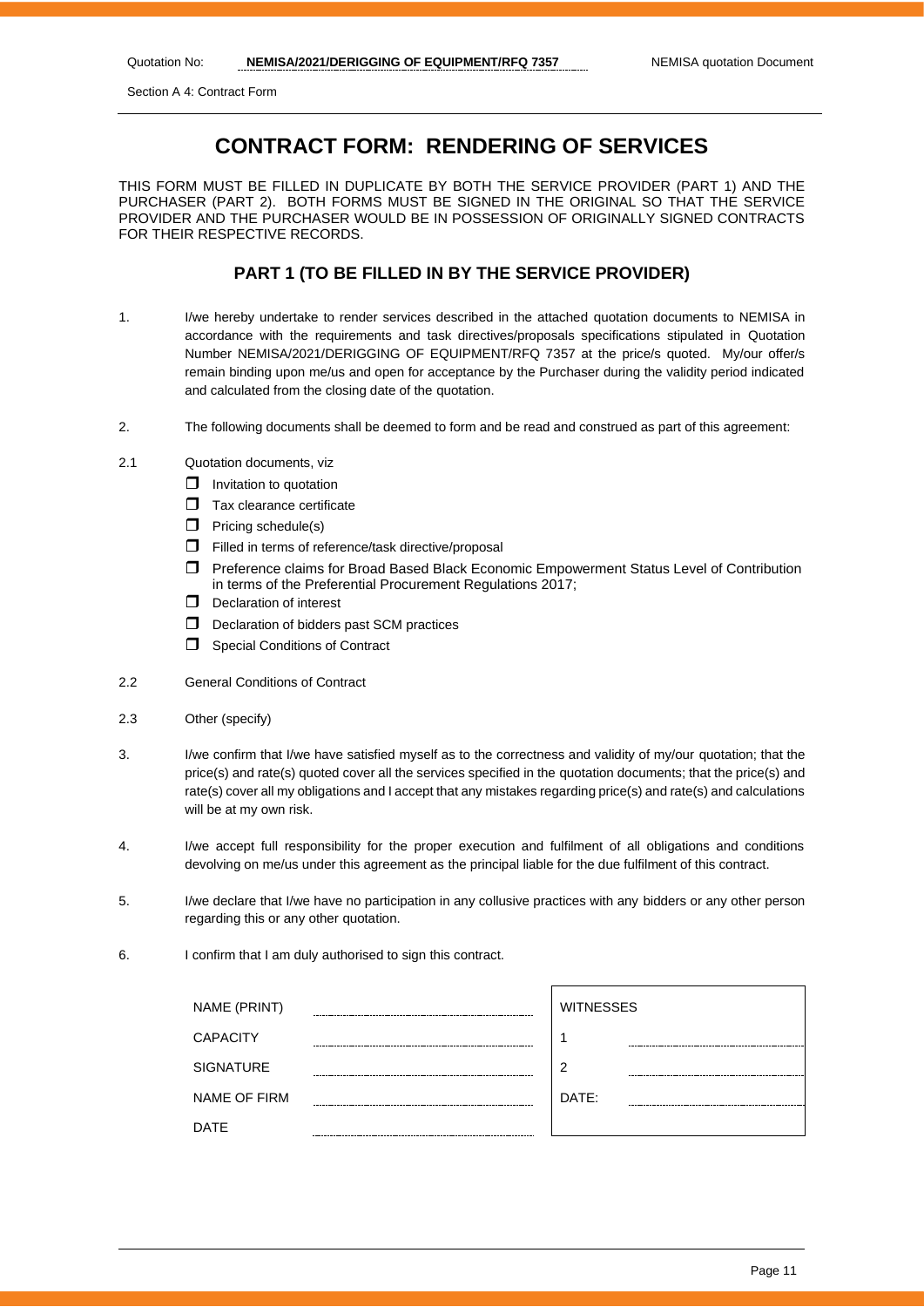Section A 4: Contract Form

# CONTRACT FORM: RENDERING OF SERVICES

THIS FORM MUST BE FILLED IN DUPLICATE BY BOTH THE SERVICE PROVIDER (PART 1) AND THE PURCHASER (PART 2). BOTH FORMS MUST BE SIGNED IN THE ORIGINAL SO THAT THE SERVICE PROVIDER AND THE PURCHASER WOULD BE IN POSSESSION OF ORIGINALLY SIGNED CONTRACTS FOR THEIR RESPECTIVE RECORDS.

## PART 1 (TO BE FILLED IN BY THE SERVICE PROVIDER)

1. I/we hereby undertake to render services described in the attached quotation documents to NEMISA in accordance with the requirements and task directives/proposals specifications stipulated in Quotation Number NEMISA/2021/DERIGGING OF EQUIPMENT/RFQ 7357 at the price/s quoted. My/our offer/s remain binding upon me/us and open for acceptance by the Purchaser during the validity period indicated and calculated from the closing date of the quotation.

2. The following documents shall be deemed to form and be read and construed as part of this agreement:

2.1 Quotation documents, viz
- ☐ Invitation to quotation
- ☐ Tax clearance certificate
- ☐ Pricing schedule(s)
- ☐ Filled in terms of reference/task directive/proposal
- ☐ Preference claims for Broad Based Black Economic Empowerment Status Level of Contribution in terms of the Preferential Procurement Regulations 2017;
- ☐ Declaration of interest
- ☐ Declaration of bidders past SCM practices
- ☐ Special Conditions of Contract

2.2 General Conditions of Contract

2.3 Other (specify)

3. I/we confirm that I/we have satisfied myself as to the correctness and validity of my/our quotation; that the price(s) and rate(s) quoted cover all the services specified in the quotation documents; that the price(s) and rate(s) cover all my obligations and I accept that any mistakes regarding price(s) and rate(s) and calculations will be at my own risk.

4. I/we accept full responsibility for the proper execution and fulfilment of all obligations and conditions devolving on me/us under this agreement as the principal liable for the due fulfilment of this contract.

5. I/we declare that I/we have no participation in any collusive practices with any bidders or any other person regarding this or any other quotation.

6. I confirm that I am duly authorised to sign this contract.

| | | | |
|---|---|---|---|
| NAME (PRINT) | .................................... | WITNESSES | |
| CAPACITY | .................................... | 1 | .................................... |
| SIGNATURE | .................................... | 2 | .................................... |
| NAME OF FIRM | .................................... | DATE: | .................................... |
| DATE | .................................... | | |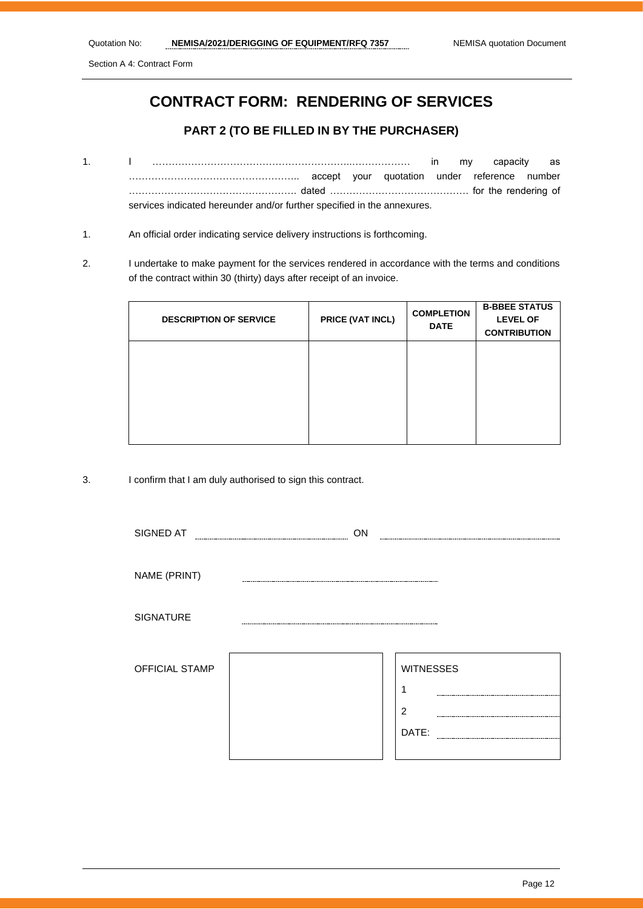# CONTRACT FORM: RENDERING OF SERVICES

## PART 2 (TO BE FILLED IN BY THE PURCHASER)

1. I …………………………………………………..……………… in my capacity as …………………………………………….. accept your quotation under reference number ……………………………………………. dated ……………………………………. for the rendering of services indicated hereunder and/or further specified in the annexures.

1. An official order indicating service delivery instructions is forthcoming.

2. I undertake to make payment for the services rendered in accordance with the terms and conditions of the contract within 30 (thirty) days after receipt of an invoice.

| DESCRIPTION OF SERVICE | PRICE (VAT INCL) | COMPLETION DATE | B-BBEE STATUS LEVEL OF CONTRIBUTION |
|---|---|---|---|
| | | | |

3. I confirm that I am duly authorised to sign this contract.

SIGNED AT ……………………………… ON ………………………………

NAME (PRINT) ………………………………

SIGNATURE ………………………………

OFFICIAL STAMP

WITNESSES

1 ………………………………

2 ………………………………

DATE: ………………………………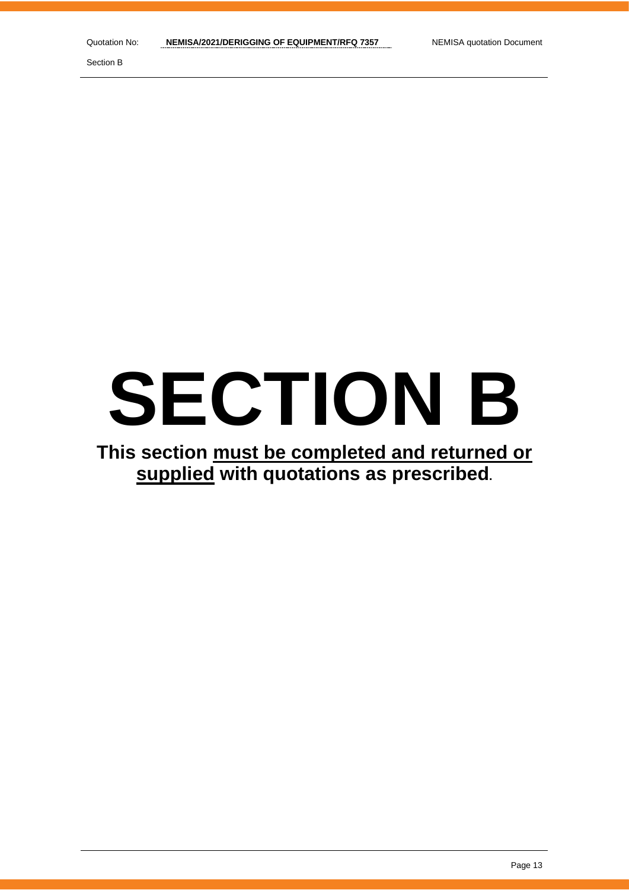# SECTION B

**This section must be completed and returned or supplied with quotations as prescribed.**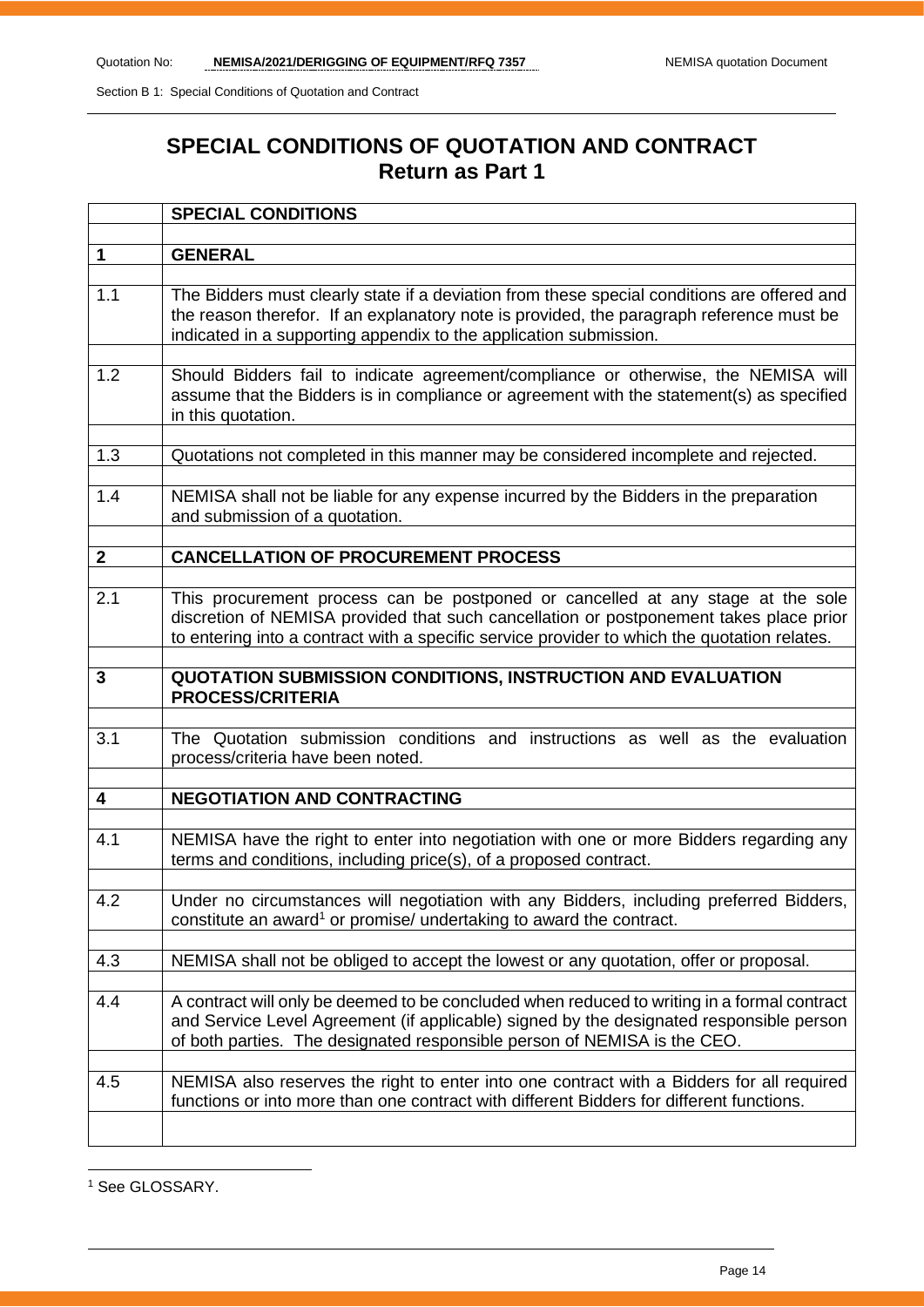# SPECIAL CONDITIONS OF QUOTATION AND CONTRACT
## Return as Part 1

| | **SPECIAL CONDITIONS** |
|---|---|
| | |
| **1** | **GENERAL** |
| | |
| 1.1 | The Bidders must clearly state if a deviation from these special conditions are offered and the reason therefor. If an explanatory note is provided, the paragraph reference must be indicated in a supporting appendix to the application submission. |
| | |
| 1.2 | Should Bidders fail to indicate agreement/compliance or otherwise, the NEMISA will assume that the Bidders is in compliance or agreement with the statement(s) as specified in this quotation. |
| | |
| 1.3 | Quotations not completed in this manner may be considered incomplete and rejected. |
| | |
| 1.4 | NEMISA shall not be liable for any expense incurred by the Bidders in the preparation and submission of a quotation. |
| | |
| **2** | **CANCELLATION OF PROCUREMENT PROCESS** |
| | |
| 2.1 | This procurement process can be postponed or cancelled at any stage at the sole discretion of NEMISA provided that such cancellation or postponement takes place prior to entering into a contract with a specific service provider to which the quotation relates. |
| | |
| **3** | **QUOTATION SUBMISSION CONDITIONS, INSTRUCTION AND EVALUATION PROCESS/CRITERIA** |
| | |
| 3.1 | The Quotation submission conditions and instructions as well as the evaluation process/criteria have been noted. |
| | |
| **4** | **NEGOTIATION AND CONTRACTING** |
| | |
| 4.1 | NEMISA have the right to enter into negotiation with one or more Bidders regarding any terms and conditions, including price(s), of a proposed contract. |
| | |
| 4.2 | Under no circumstances will negotiation with any Bidders, including preferred Bidders, constitute an award[1] or promise/ undertaking to award the contract. |
| | |
| 4.3 | NEMISA shall not be obliged to accept the lowest or any quotation, offer or proposal. |
| | |
| 4.4 | A contract will only be deemed to be concluded when reduced to writing in a formal contract and Service Level Agreement (if applicable) signed by the designated responsible person of both parties. The designated responsible person of NEMISA is the CEO. |
| | |
| 4.5 | NEMISA also reserves the right to enter into one contract with a Bidders for all required functions or into more than one contract with different Bidders for different functions. |
| | |

[1] See GLOSSARY.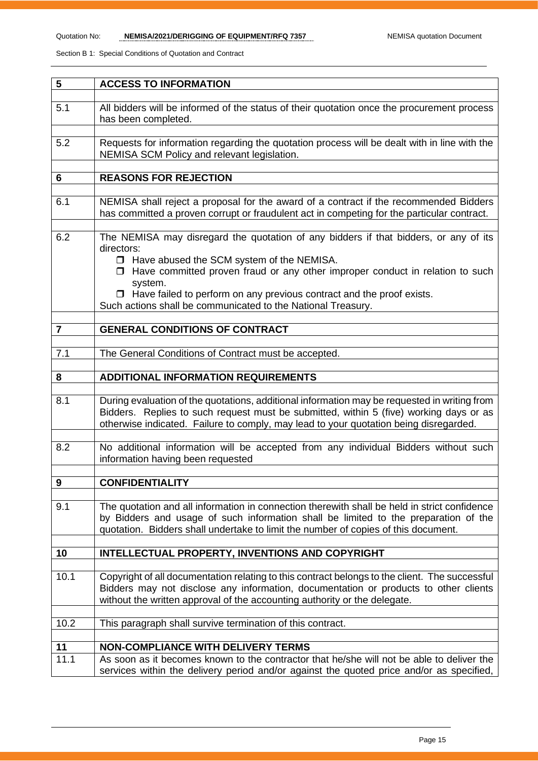| 5 | ACCESS TO INFORMATION |
|---|---|
| 5.1 | All bidders will be informed of the status of their quotation once the procurement process has been completed. |
| 5.2 | Requests for information regarding the quotation process will be dealt with in line with the NEMISA SCM Policy and relevant legislation. |
| **6** | **REASONS FOR REJECTION** |
| 6.1 | NEMISA shall reject a proposal for the award of a contract if the recommended Bidders has committed a proven corrupt or fraudulent act in competing for the particular contract. |
| 6.2 | The NEMISA may disregard the quotation of any bidders if that bidders, or any of its directors:<br>❑ Have abused the SCM system of the NEMISA.<br>❑ Have committed proven fraud or any other improper conduct in relation to such system.<br>❑ Have failed to perform on any previous contract and the proof exists.<br>Such actions shall be communicated to the National Treasury. |
| **7** | **GENERAL CONDITIONS OF CONTRACT** |
| 7.1 | The General Conditions of Contract must be accepted. |
| **8** | **ADDITIONAL INFORMATION REQUIREMENTS** |
| 8.1 | During evaluation of the quotations, additional information may be requested in writing from Bidders. Replies to such request must be submitted, within 5 (five) working days or as otherwise indicated. Failure to comply, may lead to your quotation being disregarded. |
| 8.2 | No additional information will be accepted from any individual Bidders without such information having been requested |
| **9** | **CONFIDENTIALITY** |
| 9.1 | The quotation and all information in connection therewith shall be held in strict confidence by Bidders and usage of such information shall be limited to the preparation of the quotation. Bidders shall undertake to limit the number of copies of this document. |
| **10** | **INTELLECTUAL PROPERTY, INVENTIONS AND COPYRIGHT** |
| 10.1 | Copyright of all documentation relating to this contract belongs to the client. The successful Bidders may not disclose any information, documentation or products to other clients without the written approval of the accounting authority or the delegate. |
| 10.2 | This paragraph shall survive termination of this contract. |
| **11** | **NON-COMPLIANCE WITH DELIVERY TERMS** |
| 11.1 | As soon as it becomes known to the contractor that he/she will not be able to deliver the services within the delivery period and/or against the quoted price and/or as specified, |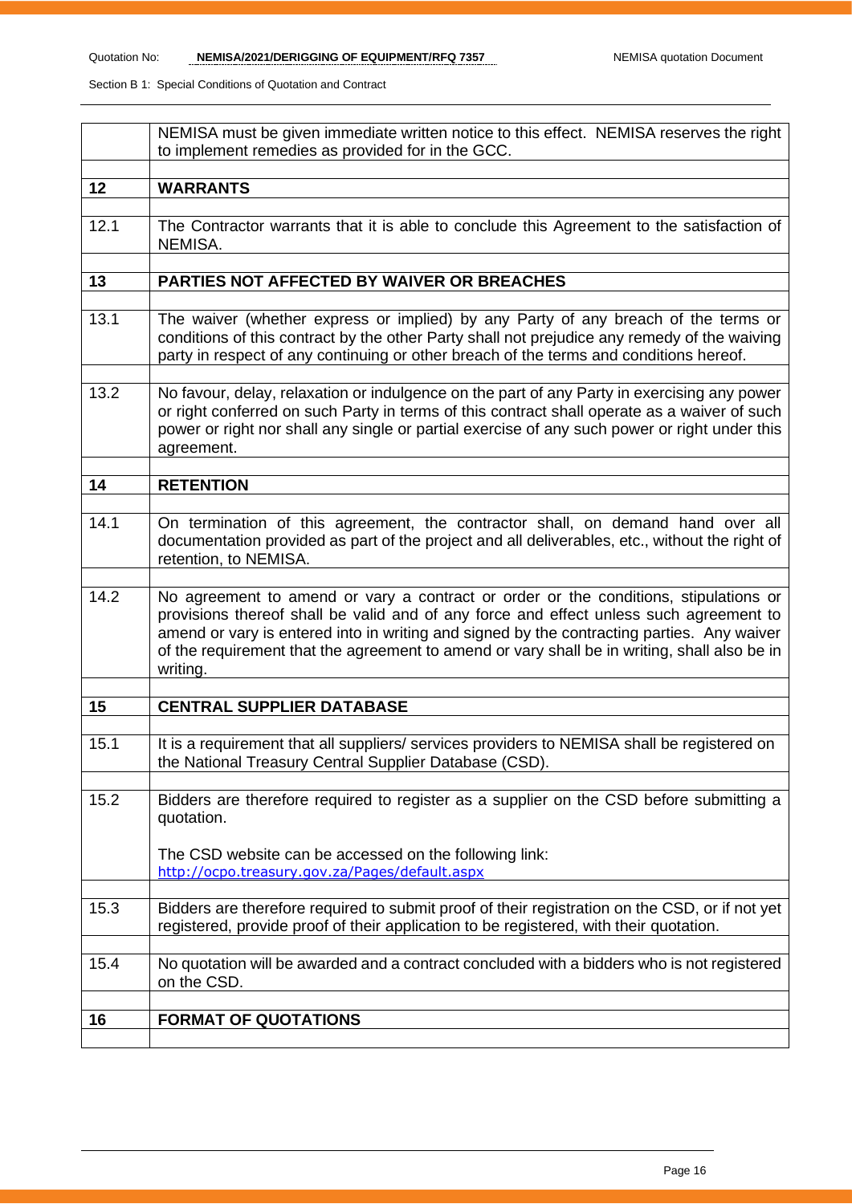| | NEMISA must be given immediate written notice to this effect. NEMISA reserves the right to implement remedies as provided for in the GCC. |
|---|---|
| **12** | **WARRANTS** |
| 12.1 | The Contractor warrants that it is able to conclude this Agreement to the satisfaction of NEMISA. |
| **13** | **PARTIES NOT AFFECTED BY WAIVER OR BREACHES** |
| 13.1 | The waiver (whether express or implied) by any Party of any breach of the terms or conditions of this contract by the other Party shall not prejudice any remedy of the waiving party in respect of any continuing or other breach of the terms and conditions hereof. |
| 13.2 | No favour, delay, relaxation or indulgence on the part of any Party in exercising any power or right conferred on such Party in terms of this contract shall operate as a waiver of such power or right nor shall any single or partial exercise of any such power or right under this agreement. |
| **14** | **RETENTION** |
| 14.1 | On termination of this agreement, the contractor shall, on demand hand over all documentation provided as part of the project and all deliverables, etc., without the right of retention, to NEMISA. |
| 14.2 | No agreement to amend or vary a contract or order or the conditions, stipulations or provisions thereof shall be valid and of any force and effect unless such agreement to amend or vary is entered into in writing and signed by the contracting parties. Any waiver of the requirement that the agreement to amend or vary shall be in writing, shall also be in writing. |
| **15** | **CENTRAL SUPPLIER DATABASE** |
| 15.1 | It is a requirement that all suppliers/ services providers to NEMISA shall be registered on the National Treasury Central Supplier Database (CSD). |
| 15.2 | Bidders are therefore required to register as a supplier on the CSD before submitting a quotation.<br><br>The CSD website can be accessed on the following link:<br>http://ocpo.treasury.gov.za/Pages/default.aspx |
| 15.3 | Bidders are therefore required to submit proof of their registration on the CSD, or if not yet registered, provide proof of their application to be registered, with their quotation. |
| 15.4 | No quotation will be awarded and a contract concluded with a bidders who is not registered on the CSD. |
| **16** | **FORMAT OF QUOTATIONS** |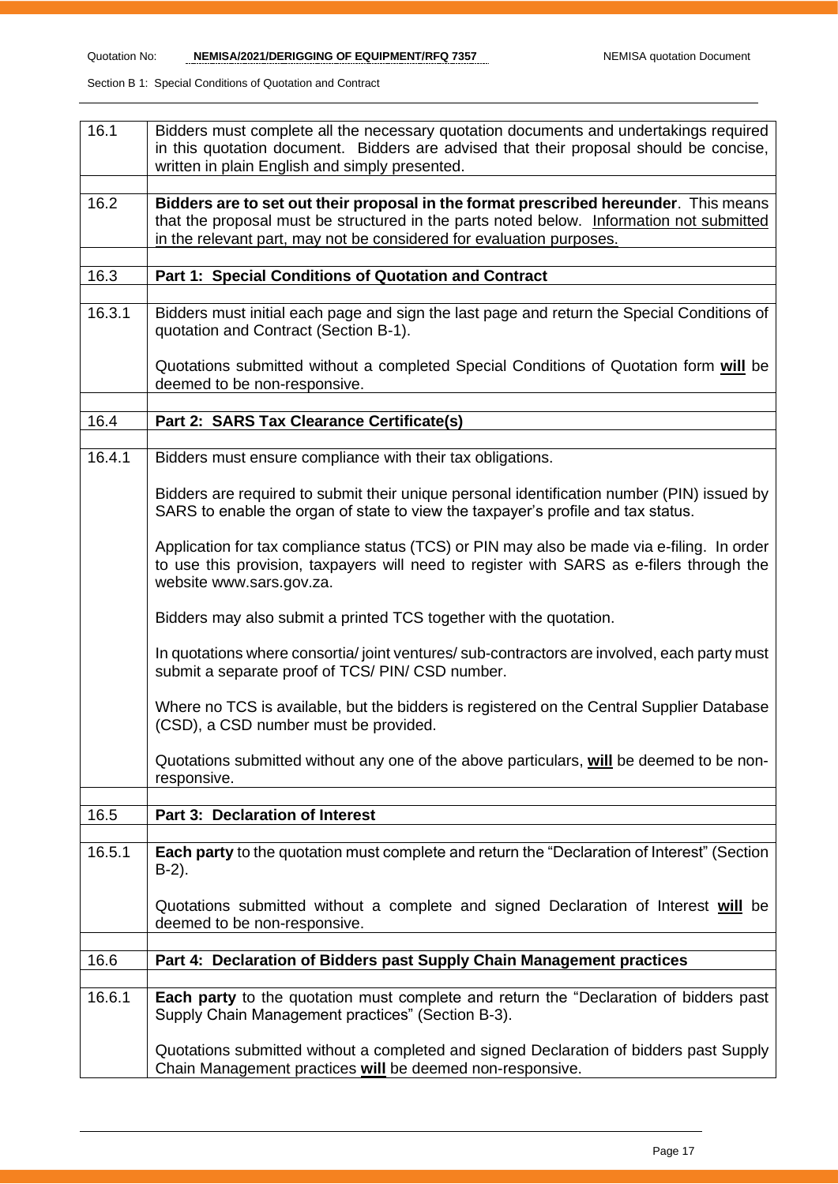| | |
|---|---|
| 16.1 | Bidders must complete all the necessary quotation documents and undertakings required in this quotation document. Bidders are advised that their proposal should be concise, written in plain English and simply presented. |
| | |
| 16.2 | **Bidders are to set out their proposal in the format prescribed hereunder**. This means that the proposal must be structured in the parts noted below. Information not submitted in the relevant part, may not be considered for evaluation purposes. |
| | |
| 16.3 | **Part 1: Special Conditions of Quotation and Contract** |
| | |
| 16.3.1 | Bidders must initial each page and sign the last page and return the Special Conditions of quotation and Contract (Section B-1).<br><br>Quotations submitted without a completed Special Conditions of Quotation form **will** be deemed to be non-responsive. |
| | |
| 16.4 | **Part 2: SARS Tax Clearance Certificate(s)** |
| | |
| 16.4.1 | Bidders must ensure compliance with their tax obligations.<br><br>Bidders are required to submit their unique personal identification number (PIN) issued by SARS to enable the organ of state to view the taxpayer's profile and tax status.<br><br>Application for tax compliance status (TCS) or PIN may also be made via e-filing. In order to use this provision, taxpayers will need to register with SARS as e-filers through the website www.sars.gov.za.<br><br>Bidders may also submit a printed TCS together with the quotation.<br><br>In quotations where consortia/ joint ventures/ sub-contractors are involved, each party must submit a separate proof of TCS/ PIN/ CSD number.<br><br>Where no TCS is available, but the bidders is registered on the Central Supplier Database (CSD), a CSD number must be provided.<br><br>Quotations submitted without any one of the above particulars, **will** be deemed to be non-responsive. |
| | |
| 16.5 | **Part 3: Declaration of Interest** |
| | |
| 16.5.1 | **Each party** to the quotation must complete and return the "Declaration of Interest" (Section B-2).<br><br>Quotations submitted without a complete and signed Declaration of Interest **will** be deemed to be non-responsive. |
| | |
| 16.6 | **Part 4: Declaration of Bidders past Supply Chain Management practices** |
| | |
| 16.6.1 | **Each party** to the quotation must complete and return the "Declaration of bidders past Supply Chain Management practices" (Section B-3).<br><br>Quotations submitted without a completed and signed Declaration of bidders past Supply Chain Management practices **will** be deemed non-responsive. |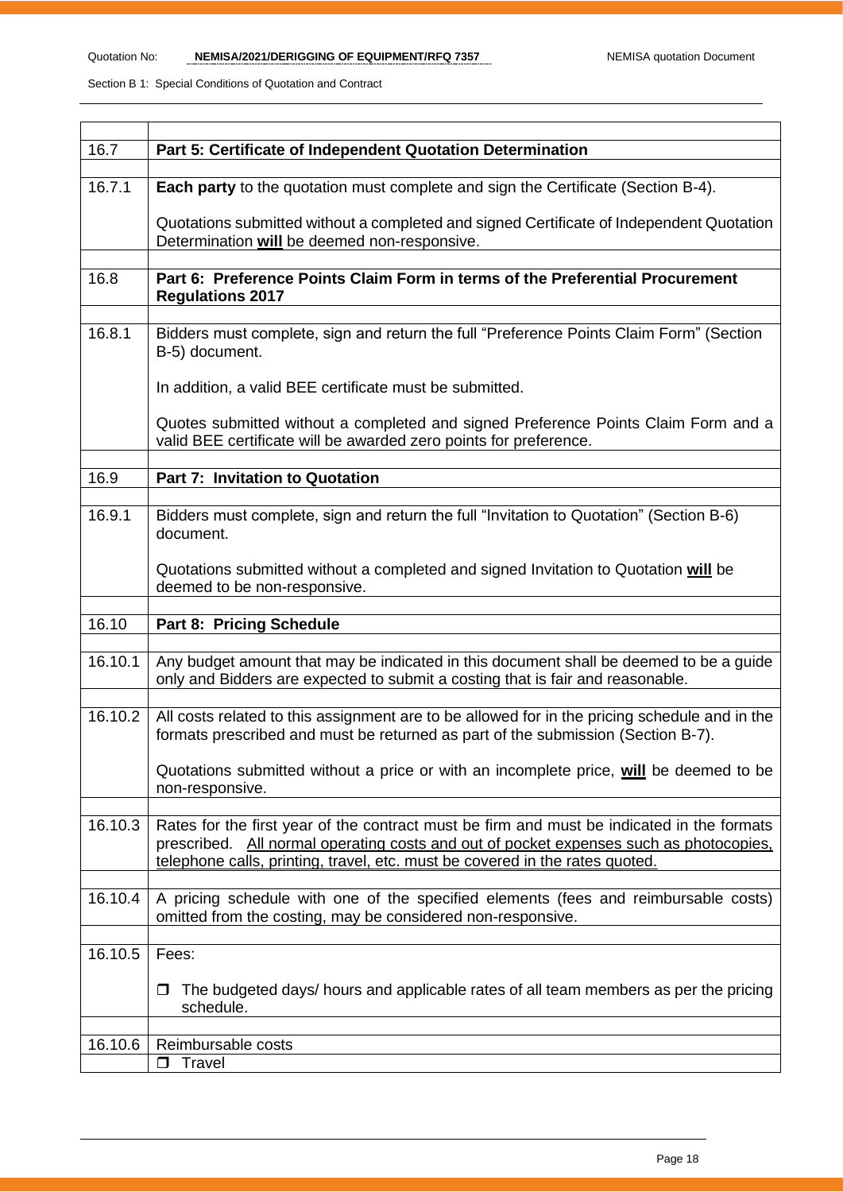| | |
|---|---|
| 16.7 | **Part 5: Certificate of Independent Quotation Determination** |
| 16.7.1 | **Each party** to the quotation must complete and sign the Certificate (Section B-4).<br><br>Quotations submitted without a completed and signed Certificate of Independent Quotation Determination **will** be deemed non-responsive. |
| 16.8 | **Part 6: Preference Points Claim Form in terms of the Preferential Procurement Regulations 2017** |
| 16.8.1 | Bidders must complete, sign and return the full "Preference Points Claim Form" (Section B-5) document.<br><br>In addition, a valid BEE certificate must be submitted.<br><br>Quotes submitted without a completed and signed Preference Points Claim Form and a valid BEE certificate will be awarded zero points for preference. |
| 16.9 | **Part 7: Invitation to Quotation** |
| 16.9.1 | Bidders must complete, sign and return the full "Invitation to Quotation" (Section B-6) document.<br><br>Quotations submitted without a completed and signed Invitation to Quotation **will** be deemed to be non-responsive. |
| 16.10 | **Part 8: Pricing Schedule** |
| 16.10.1 | Any budget amount that may be indicated in this document shall be deemed to be a guide only and Bidders are expected to submit a costing that is fair and reasonable. |
| 16.10.2 | All costs related to this assignment are to be allowed for in the pricing schedule and in the formats prescribed and must be returned as part of the submission (Section B-7).<br><br>Quotations submitted without a price or with an incomplete price, **will** be deemed to be non-responsive. |
| 16.10.3 | Rates for the first year of the contract must be firm and must be indicated in the formats prescribed. All normal operating costs and out of pocket expenses such as photocopies, telephone calls, printing, travel, etc. must be covered in the rates quoted. |
| 16.10.4 | A pricing schedule with one of the specified elements (fees and reimbursable costs) omitted from the costing, may be considered non-responsive. |
| 16.10.5 | Fees:<br><br>☐ The budgeted days/ hours and applicable rates of all team members as per the pricing schedule. |
| 16.10.6 | Reimbursable costs |
| | ☐ Travel |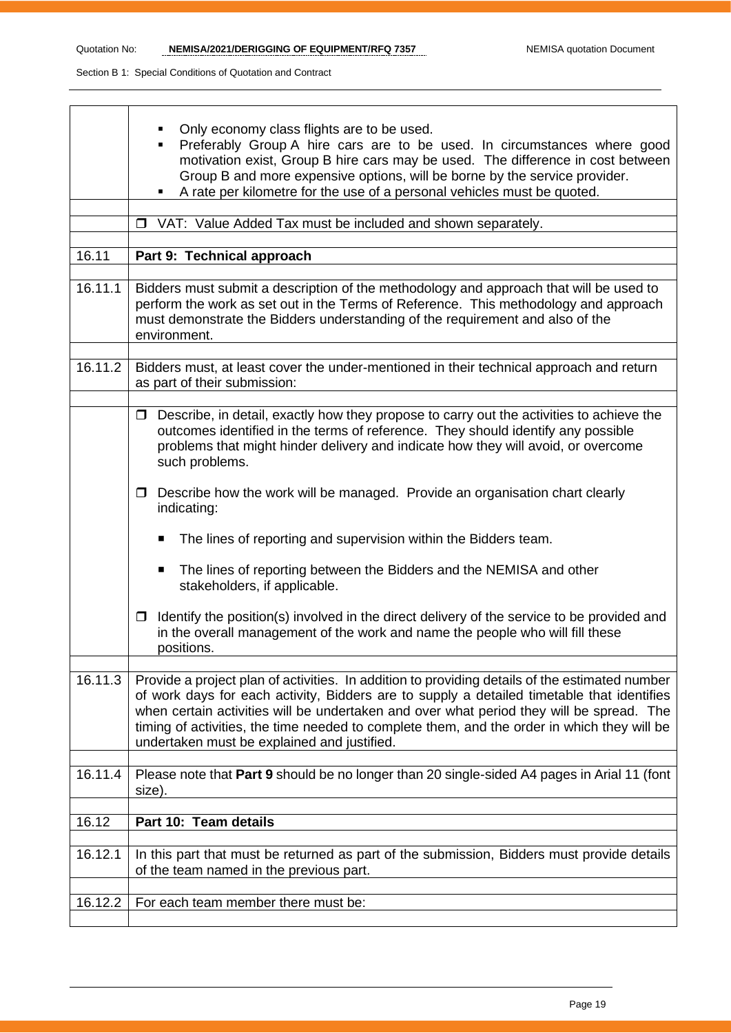| | |
|---|---|
| | - Only economy class flights are to be used.<br>- Preferably Group A hire cars are to be used. In circumstances where good motivation exist, Group B hire cars may be used. The difference in cost between Group B and more expensive options, will be borne by the service provider.<br>- A rate per kilometre for the use of a personal vehicles must be quoted. |
| | |
| | ❒ VAT: Value Added Tax must be included and shown separately. |
| | |
| 16.11 | **Part 9: Technical approach** |
| | |
| 16.11.1 | Bidders must submit a description of the methodology and approach that will be used to perform the work as set out in the Terms of Reference. This methodology and approach must demonstrate the Bidders understanding of the requirement and also of the environment. |
| | |
| 16.11.2 | Bidders must, at least cover the under-mentioned in their technical approach and return as part of their submission: |
| | |
| | ❒ Describe, in detail, exactly how they propose to carry out the activities to achieve the outcomes identified in the terms of reference. They should identify any possible problems that might hinder delivery and indicate how they will avoid, or overcome such problems.<br><br>❒ Describe how the work will be managed. Provide an organisation chart clearly indicating:<br><br>- The lines of reporting and supervision within the Bidders team.<br><br>- The lines of reporting between the Bidders and the NEMISA and other stakeholders, if applicable.<br><br>❒ Identify the position(s) involved in the direct delivery of the service to be provided and in the overall management of the work and name the people who will fill these positions. |
| | |
| 16.11.3 | Provide a project plan of activities. In addition to providing details of the estimated number of work days for each activity, Bidders are to supply a detailed timetable that identifies when certain activities will be undertaken and over what period they will be spread. The timing of activities, the time needed to complete them, and the order in which they will be undertaken must be explained and justified. |
| | |
| 16.11.4 | Please note that **Part 9** should be no longer than 20 single-sided A4 pages in Arial 11 (font size). |
| | |
| 16.12 | **Part 10: Team details** |
| | |
| 16.12.1 | In this part that must be returned as part of the submission, Bidders must provide details of the team named in the previous part. |
| | |
| 16.12.2 | For each team member there must be: |
| | |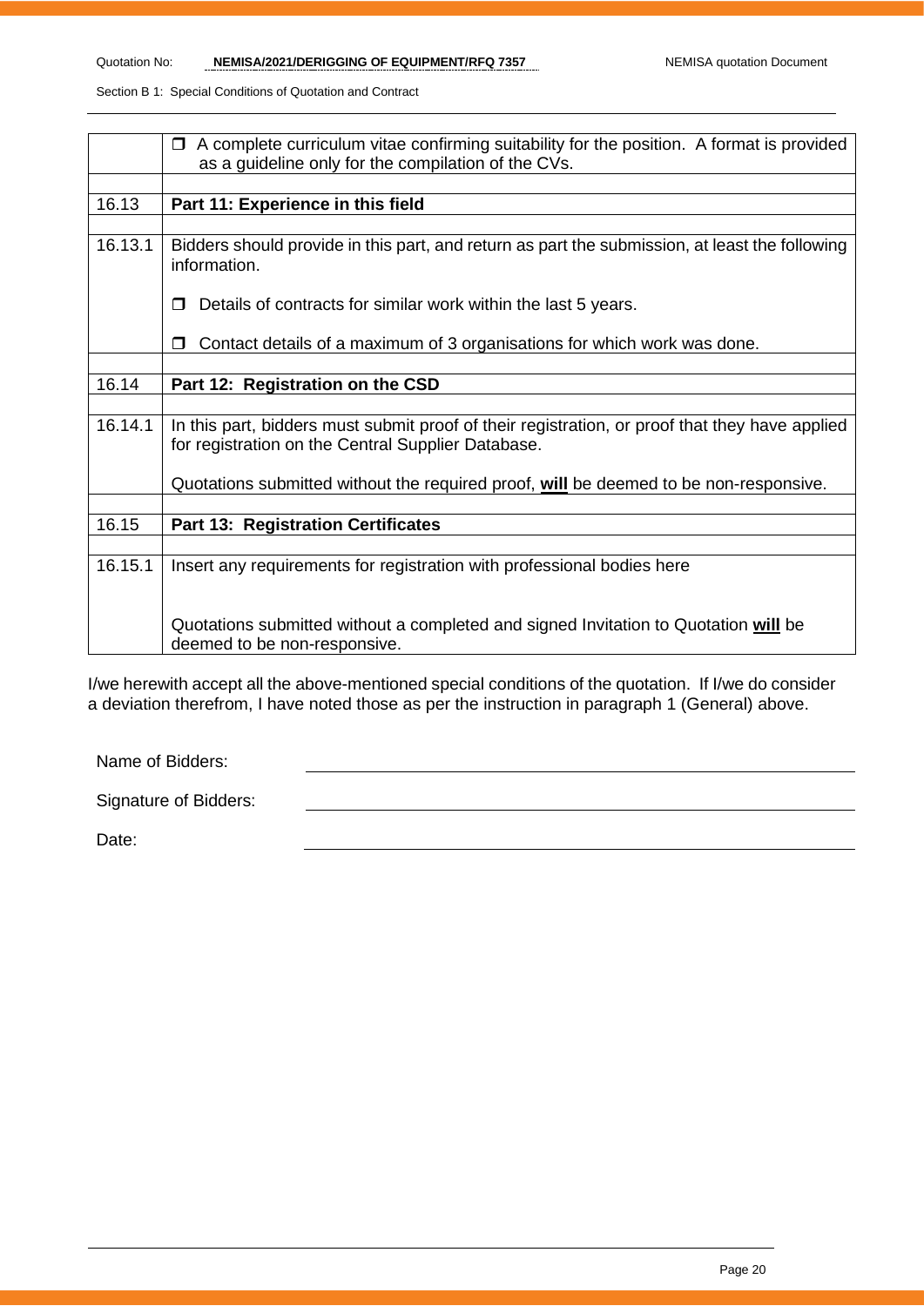| | |
|---|---|
| | ❒ A complete curriculum vitae confirming suitability for the position. A format is provided as a guideline only for the compilation of the CVs. |
| | |
| 16.13 | **Part 11: Experience in this field** |
| | |
| 16.13.1 | Bidders should provide in this part, and return as part the submission, at least the following information.<br><br>❒ Details of contracts for similar work within the last 5 years.<br><br>❒ Contact details of a maximum of 3 organisations for which work was done. |
| | |
| 16.14 | **Part 12: Registration on the CSD** |
| | |
| 16.14.1 | In this part, bidders must submit proof of their registration, or proof that they have applied for registration on the Central Supplier Database.<br><br>Quotations submitted without the required proof, <u>**will**</u> be deemed to be non-responsive. |
| | |
| 16.15 | **Part 13: Registration Certificates** |
| | |
| 16.15.1 | Insert any requirements for registration with professional bodies here<br><br>Quotations submitted without a completed and signed Invitation to Quotation <u>**will**</u> be deemed to be non-responsive. |

I/we herewith accept all the above-mentioned special conditions of the quotation. If I/we do consider a deviation therefrom, I have noted those as per the instruction in paragraph 1 (General) above.

Name of Bidders: \_\_\_\_\_\_\_\_\_\_\_\_\_\_\_\_\_\_\_\_\_\_\_\_\_\_\_\_\_\_\_\_\_\_\_\_

Signature of Bidders: \_\_\_\_\_\_\_\_\_\_\_\_\_\_\_\_\_\_\_\_\_\_\_\_\_\_\_\_\_\_\_\_\_\_\_\_

Date: \_\_\_\_\_\_\_\_\_\_\_\_\_\_\_\_\_\_\_\_\_\_\_\_\_\_\_\_\_\_\_\_\_\_\_\_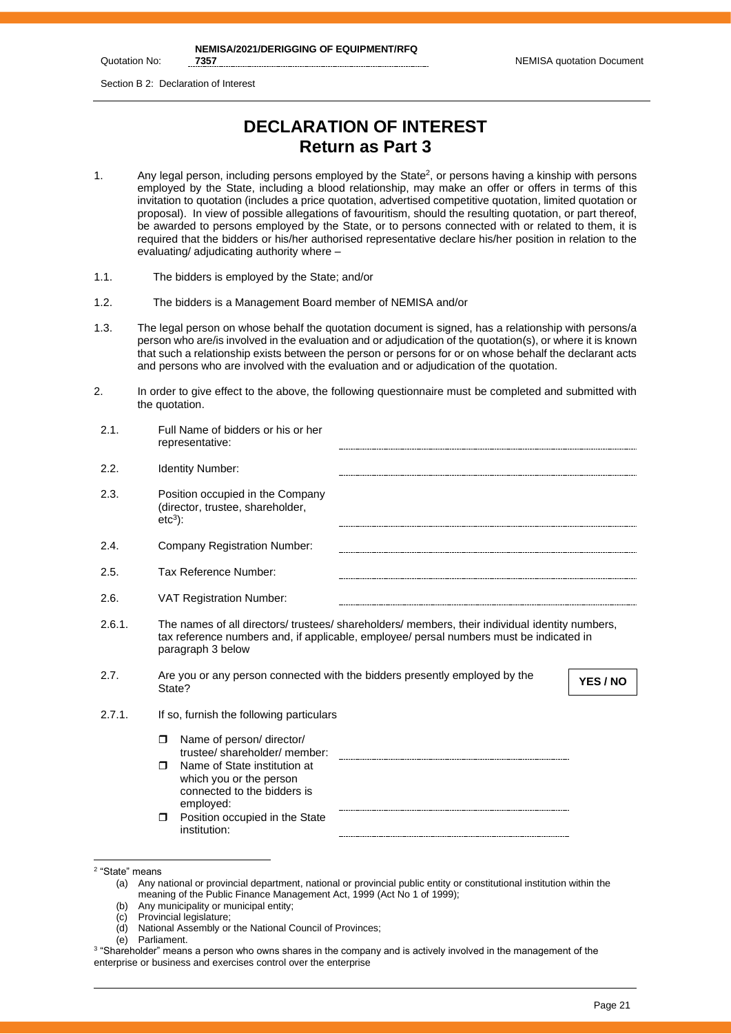# DECLARATION OF INTEREST
## Return as Part 3

1. Any legal person, including persons employed by the State[2], or persons having a kinship with persons employed by the State, including a blood relationship, may make an offer or offers in terms of this invitation to quotation (includes a price quotation, advertised competitive quotation, limited quotation or proposal). In view of possible allegations of favouritism, should the resulting quotation, or part thereof, be awarded to persons employed by the State, or to persons connected with or related to them, it is required that the bidders or his/her authorised representative declare his/her position in relation to the evaluating/ adjudicating authority where –

1.1. The bidders is employed by the State; and/or

1.2. The bidders is a Management Board member of NEMISA and/or

1.3. The legal person on whose behalf the quotation document is signed, has a relationship with persons/a person who are/is involved in the evaluation and or adjudication of the quotation(s), or where it is known that such a relationship exists between the person or persons for or on whose behalf the declarant acts and persons who are involved with the evaluation and or adjudication of the quotation.

2. In order to give effect to the above, the following questionnaire must be completed and submitted with the quotation.

| | | |
|---|---|---|
| 2.1. | Full Name of bidders or his or her representative: | |
| 2.2. | Identity Number: | |
| 2.3. | Position occupied in the Company (director, trustee, shareholder, etc[3]): | |
| 2.4. | Company Registration Number: | |
| 2.5. | Tax Reference Number: | |
| 2.6. | VAT Registration Number: | |

2.6.1. The names of all directors/ trustees/ shareholders/ members, their individual identity numbers, tax reference numbers and, if applicable, employee/ persal numbers must be indicated in paragraph 3 below

2.7. Are you or any person connected with the bidders presently employed by the State? **YES / NO**

2.7.1. If so, furnish the following particulars

- ☐ Name of person/ director/ trustee/ shareholder/ member: ..............................
- ☐ Name of State institution at which you or the person connected to the bidders is employed: ..............................
- ☐ Position occupied in the State institution: ..............................

---

[2] "State" means
- (a) Any national or provincial department, national or provincial public entity or constitutional institution within the meaning of the Public Finance Management Act, 1999 (Act No 1 of 1999);
- (b) Any municipality or municipal entity;
- (c) Provincial legislature;
- (d) National Assembly or the National Council of Provinces;
- (e) Parliament.

[3] "Shareholder" means a person who owns shares in the company and is actively involved in the management of the enterprise or business and exercises control over the enterprise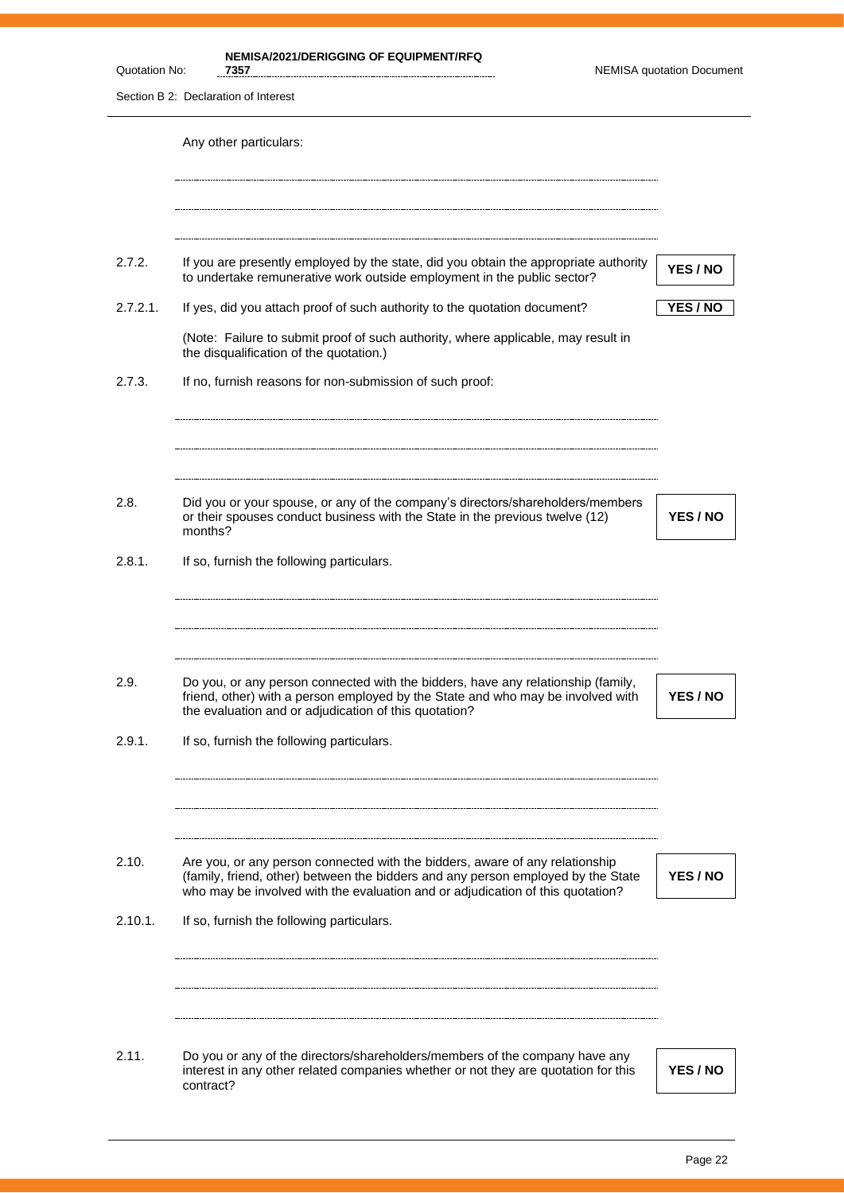Any other particulars:

.....................................................................................................................................

.....................................................................................................................................

.....................................................................................................................................

2.7.2. If you are presently employed by the state, did you obtain the appropriate authority to undertake remunerative work outside employment in the public sector? **YES / NO**

2.7.2.1. If yes, did you attach proof of such authority to the quotation document? **YES / NO**

(Note: Failure to submit proof of such authority, where applicable, may result in the disqualification of the quotation.)

2.7.3. If no, furnish reasons for non-submission of such proof:

.....................................................................................................................................

.....................................................................................................................................

.....................................................................................................................................

2.8. Did you or your spouse, or any of the company's directors/shareholders/members or their spouses conduct business with the State in the previous twelve (12) months? **YES / NO**

2.8.1. If so, furnish the following particulars.

.....................................................................................................................................

.....................................................................................................................................

.....................................................................................................................................

2.9. Do you, or any person connected with the bidders, have any relationship (family, friend, other) with a person employed by the State and who may be involved with the evaluation and or adjudication of this quotation? **YES / NO**

2.9.1. If so, furnish the following particulars.

.....................................................................................................................................

.....................................................................................................................................

.....................................................................................................................................

2.10. Are you, or any person connected with the bidders, aware of any relationship (family, friend, other) between the bidders and any person employed by the State who may be involved with the evaluation and or adjudication of this quotation? **YES / NO**

2.10.1. If so, furnish the following particulars.

.....................................................................................................................................

.....................................................................................................................................

.....................................................................................................................................

2.11. Do you or any of the directors/shareholders/members of the company have any interest in any other related companies whether or not they are quotation for this contract? **YES / NO**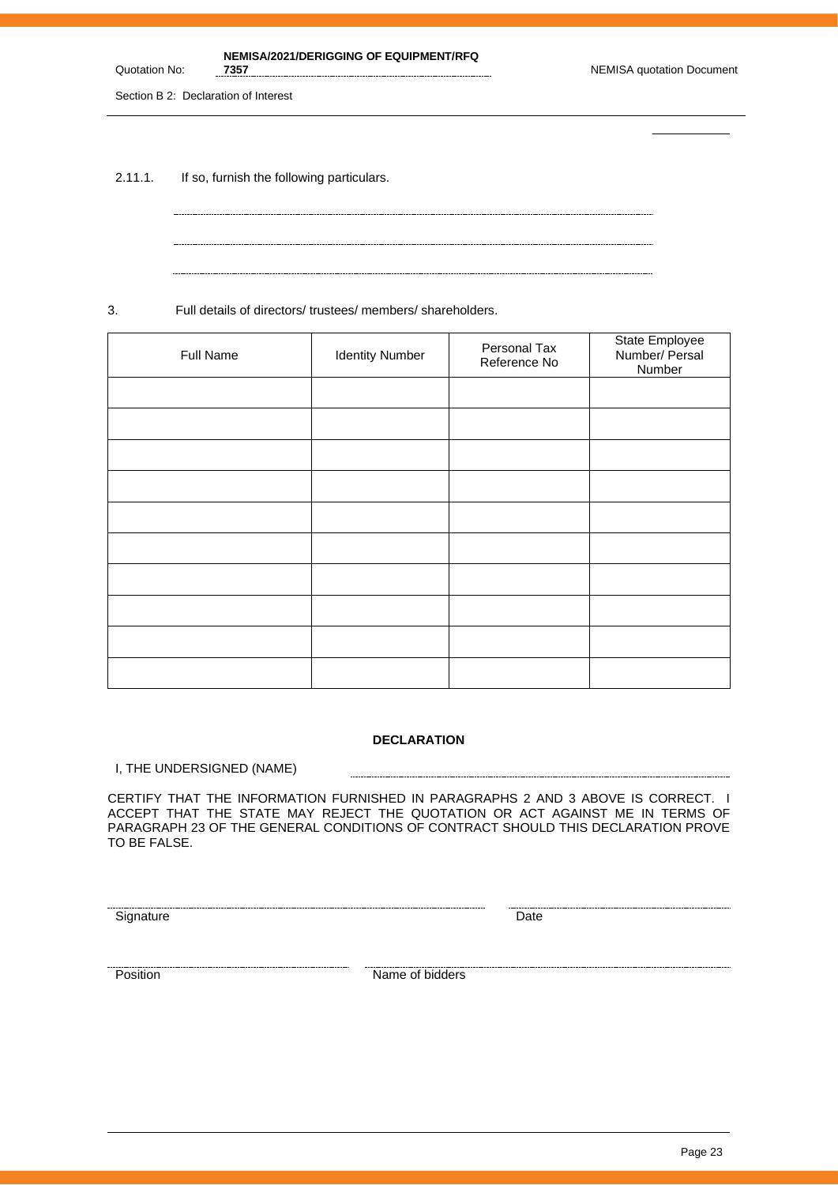2.11.1. If so, furnish the following particulars.

.....................................................................................................................................

.....................................................................................................................................

.....................................................................................................................................

3. Full details of directors/ trustees/ members/ shareholders.

| Full Name | Identity Number | Personal Tax Reference No | State Employee Number/ Persal Number |
|---|---|---|---|
| | | | |
| | | | |
| | | | |
| | | | |
| | | | |
| | | | |
| | | | |
| | | | |
| | | | |
| | | | |

**DECLARATION**

I, THE UNDERSIGNED (NAME) .....................................................................................

CERTIFY THAT THE INFORMATION FURNISHED IN PARAGRAPHS 2 AND 3 ABOVE IS CORRECT. I ACCEPT THAT THE STATE MAY REJECT THE QUOTATION OR ACT AGAINST ME IN TERMS OF PARAGRAPH 23 OF THE GENERAL CONDITIONS OF CONTRACT SHOULD THIS DECLARATION PROVE TO BE FALSE.

.....................................................................................
Signature

.....................................................
Date

.....................................................
Position

.....................................................................................
Name of bidders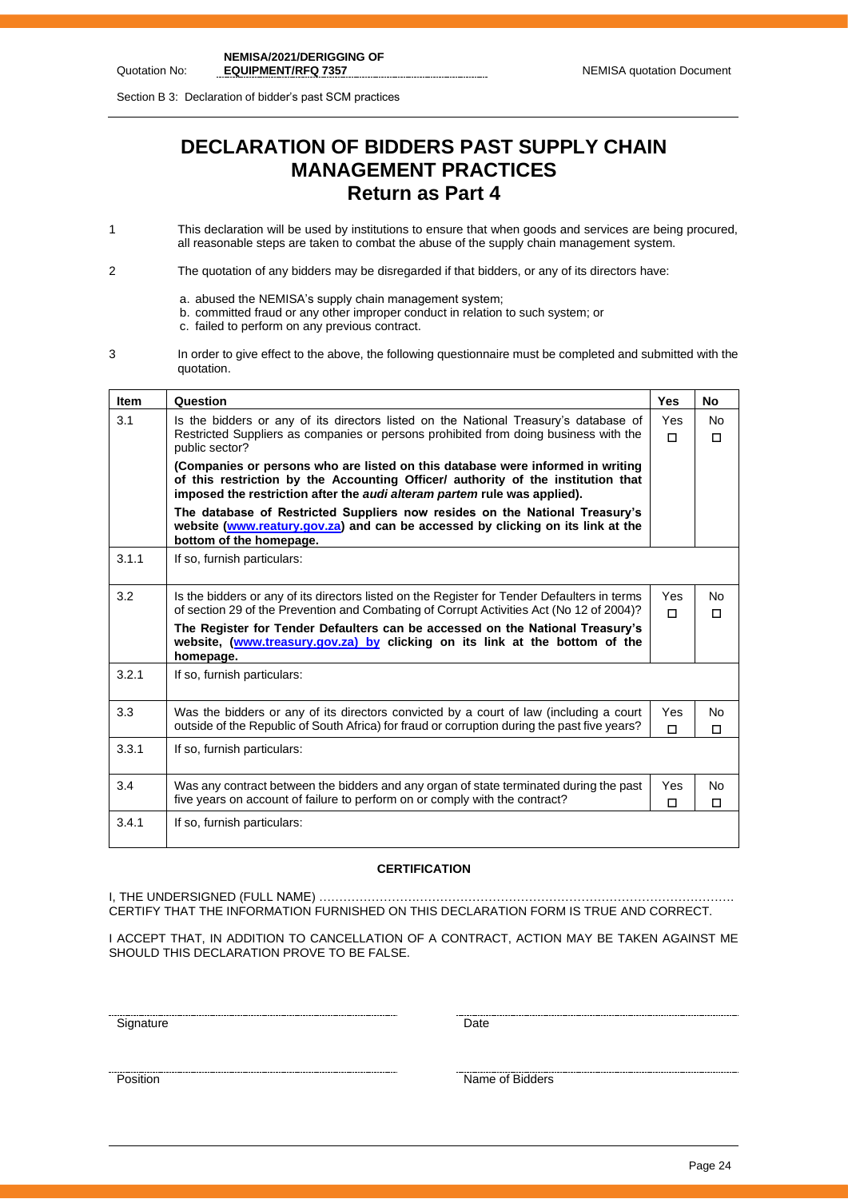# DECLARATION OF BIDDERS PAST SUPPLY CHAIN MANAGEMENT PRACTICES

## Return as Part 4

1 This declaration will be used by institutions to ensure that when goods and services are being procured, all reasonable steps are taken to combat the abuse of the supply chain management system.

2 The quotation of any bidders may be disregarded if that bidders, or any of its directors have:

a. abused the NEMISA's supply chain management system;
b. committed fraud or any other improper conduct in relation to such system; or
c. failed to perform on any previous contract.

3 In order to give effect to the above, the following questionnaire must be completed and submitted with the quotation.

| Item | Question | Yes | No |
|---|---|---|---|
| 3.1 | Is the bidders or any of its directors listed on the National Treasury's database of Restricted Suppliers as companies or persons prohibited from doing business with the public sector?<br>**(Companies or persons who are listed on this database were informed in writing of this restriction by the Accounting Officer/ authority of the institution that imposed the restriction after the *audi alteram partem* rule was applied).**<br>**The database of Restricted Suppliers now resides on the National Treasury's website (www.reatury.gov.za) and can be accessed by clicking on its link at the bottom of the homepage.** | Yes ☐ | No ☐ |
| 3.1.1 | If so, furnish particulars: | | |
| 3.2 | Is the bidders or any of its directors listed on the Register for Tender Defaulters in terms of section 29 of the Prevention and Combating of Corrupt Activities Act (No 12 of 2004)?<br>**The Register for Tender Defaulters can be accessed on the National Treasury's website, (www.treasury.gov.za) by clicking on its link at the bottom of the homepage.** | Yes ☐ | No ☐ |
| 3.2.1 | If so, furnish particulars: | | |
| 3.3 | Was the bidders or any of its directors convicted by a court of law (including a court outside of the Republic of South Africa) for fraud or corruption during the past five years? | Yes ☐ | No ☐ |
| 3.3.1 | If so, furnish particulars: | | |
| 3.4 | Was any contract between the bidders and any organ of state terminated during the past five years on account of failure to perform on or comply with the contract? | Yes ☐ | No ☐ |
| 3.4.1 | If so, furnish particulars: | | |

**CERTIFICATION**

I, THE UNDERSIGNED (FULL NAME) ………………………………………………………………………………………… CERTIFY THAT THE INFORMATION FURNISHED ON THIS DECLARATION FORM IS TRUE AND CORRECT.

I ACCEPT THAT, IN ADDITION TO CANCELLATION OF A CONTRACT, ACTION MAY BE TAKEN AGAINST ME SHOULD THIS DECLARATION PROVE TO BE FALSE.

Signature

Date

Position

Name of Bidders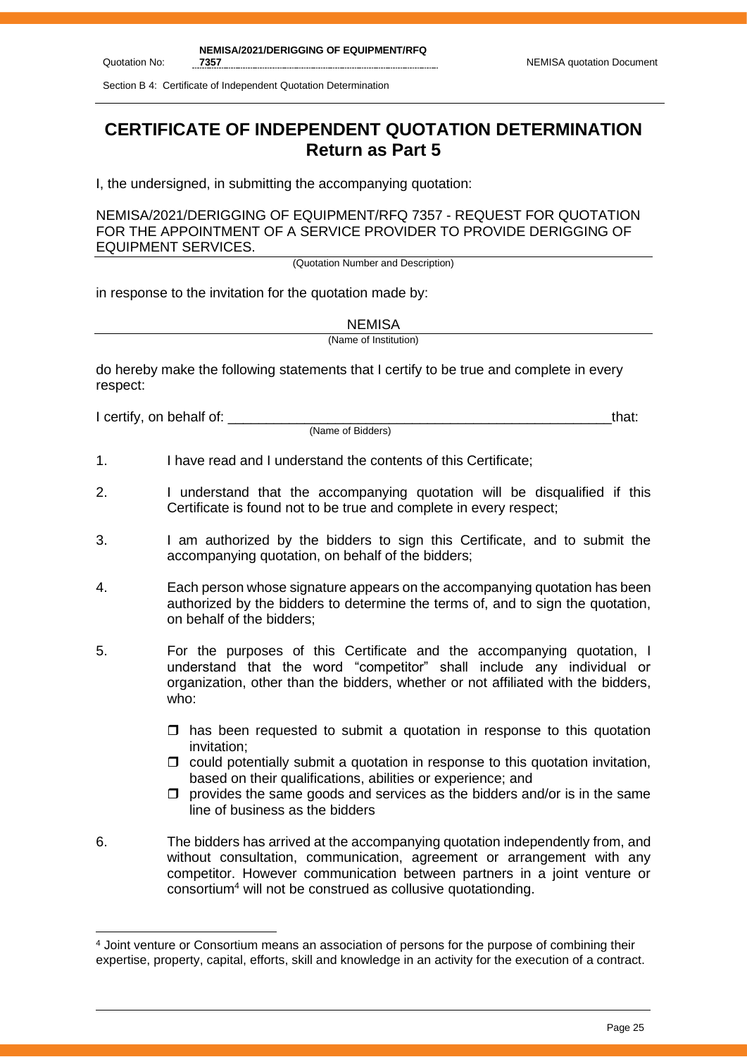# CERTIFICATE OF INDEPENDENT QUOTATION DETERMINATION
## Return as Part 5

I, the undersigned, in submitting the accompanying quotation:

NEMISA/2021/DERIGGING OF EQUIPMENT/RFQ 7357 - REQUEST FOR QUOTATION FOR THE APPOINTMENT OF A SERVICE PROVIDER TO PROVIDE DERIGGING OF EQUIPMENT SERVICES.

(Quotation Number and Description)

in response to the invitation for the quotation made by:

NEMISA

(Name of Institution)

do hereby make the following statements that I certify to be true and complete in every respect:

I certify, on behalf of: \_\_\_\_\_\_\_\_\_\_\_\_\_\_\_\_\_\_\_\_\_\_\_\_\_\_\_\_\_\_\_\_\_\_\_\_\_\_\_\_\_\_\_\_\_\_\_\_\_\_\_\_ that:

(Name of Bidders)

1. I have read and I understand the contents of this Certificate;
2. I understand that the accompanying quotation will be disqualified if this Certificate is found not to be true and complete in every respect;
3. I am authorized by the bidders to sign this Certificate, and to submit the accompanying quotation, on behalf of the bidders;
4. Each person whose signature appears on the accompanying quotation has been authorized by the bidders to determine the terms of, and to sign the quotation, on behalf of the bidders;
5. For the purposes of this Certificate and the accompanying quotation, I understand that the word "competitor" shall include any individual or organization, other than the bidders, whether or not affiliated with the bidders, who:
   - ❐ has been requested to submit a quotation in response to this quotation invitation;
   - ❐ could potentially submit a quotation in response to this quotation invitation, based on their qualifications, abilities or experience; and
   - ❐ provides the same goods and services as the bidders and/or is in the same line of business as the bidders
6. The bidders has arrived at the accompanying quotation independently from, and without consultation, communication, agreement or arrangement with any competitor. However communication between partners in a joint venture or consortium[4] will not be construed as collusive quotationding.

[4] Joint venture or Consortium means an association of persons for the purpose of combining their expertise, property, capital, efforts, skill and knowledge in an activity for the execution of a contract.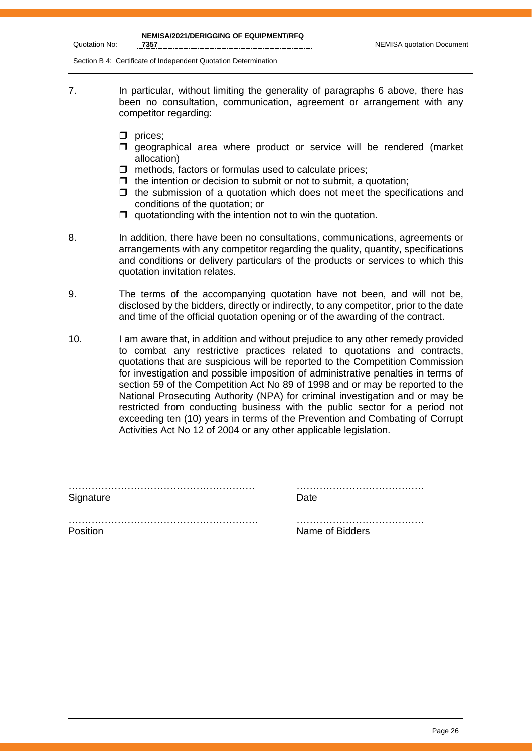7. In particular, without limiting the generality of paragraphs 6 above, there has been no consultation, communication, agreement or arrangement with any competitor regarding:

   - prices;
   - geographical area where product or service will be rendered (market allocation)
   - methods, factors or formulas used to calculate prices;
   - the intention or decision to submit or not to submit, a quotation;
   - the submission of a quotation which does not meet the specifications and conditions of the quotation; or
   - quotationding with the intention not to win the quotation.

8. In addition, there have been no consultations, communications, agreements or arrangements with any competitor regarding the quality, quantity, specifications and conditions or delivery particulars of the products or services to which this quotation invitation relates.

9. The terms of the accompanying quotation have not been, and will not be, disclosed by the bidders, directly or indirectly, to any competitor, prior to the date and time of the official quotation opening or of the awarding of the contract.

10. I am aware that, in addition and without prejudice to any other remedy provided to combat any restrictive practices related to quotations and contracts, quotations that are suspicious will be reported to the Competition Commission for investigation and possible imposition of administrative penalties in terms of section 59 of the Competition Act No 89 of 1998 and or may be reported to the National Prosecuting Authority (NPA) for criminal investigation and or may be restricted from conducting business with the public sector for a period not exceeding ten (10) years in terms of the Prevention and Combating of Corrupt Activities Act No 12 of 2004 or any other applicable legislation.

………………………………………………… ………………………………… 
Signature Date

…………………………………………………. ………………………………… 
Position Name of Bidders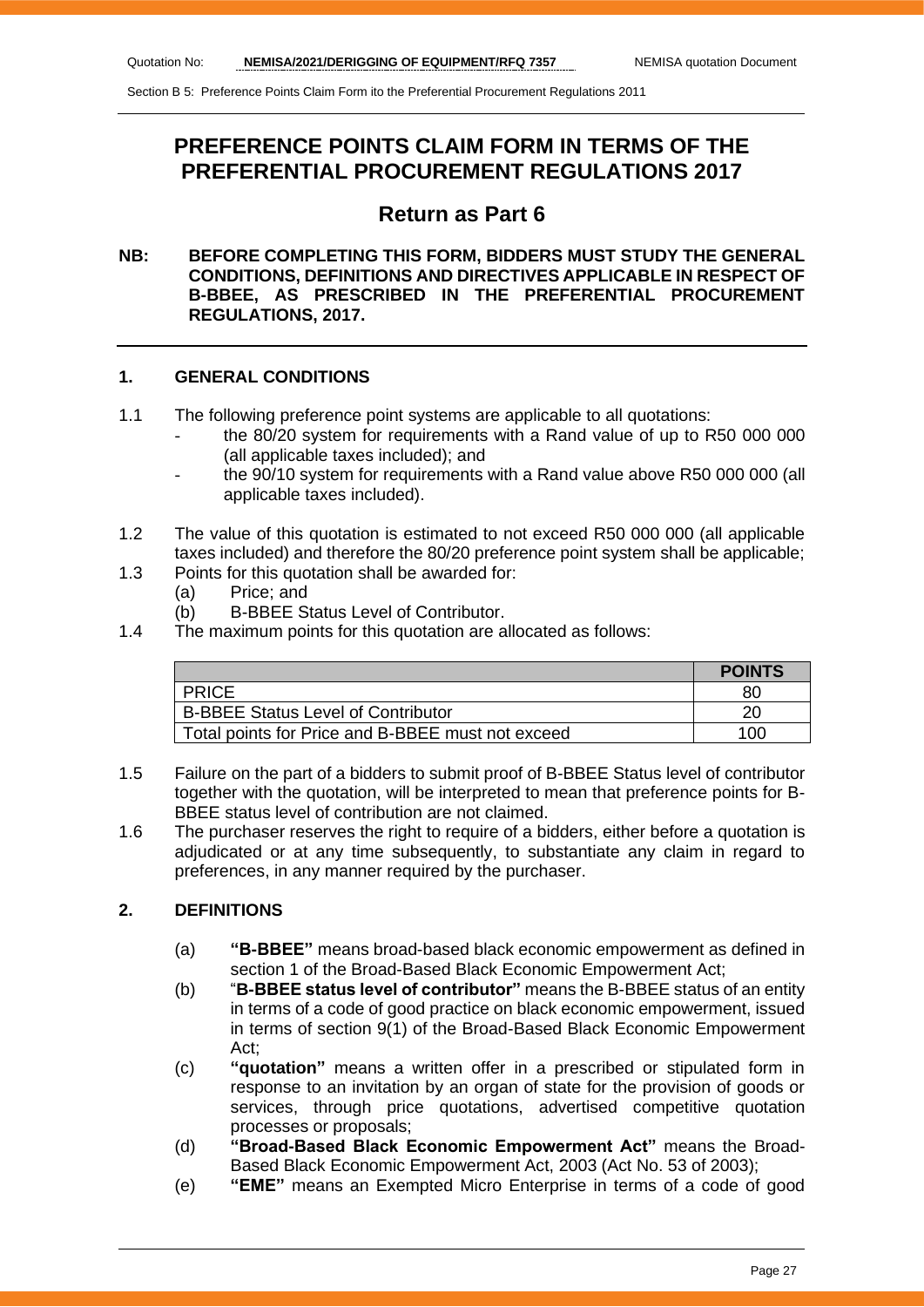# PREFERENCE POINTS CLAIM FORM IN TERMS OF THE PREFERENTIAL PROCUREMENT REGULATIONS 2017

## Return as Part 6

**NB: BEFORE COMPLETING THIS FORM, BIDDERS MUST STUDY THE GENERAL CONDITIONS, DEFINITIONS AND DIRECTIVES APPLICABLE IN RESPECT OF B-BBEE, AS PRESCRIBED IN THE PREFERENTIAL PROCUREMENT REGULATIONS, 2017.**

### 1. GENERAL CONDITIONS

1.1 The following preference point systems are applicable to all quotations:
- the 80/20 system for requirements with a Rand value of up to R50 000 000 (all applicable taxes included); and
- the 90/10 system for requirements with a Rand value above R50 000 000 (all applicable taxes included).

1.2 The value of this quotation is estimated to not exceed R50 000 000 (all applicable taxes included) and therefore the 80/20 preference point system shall be applicable;

1.3 Points for this quotation shall be awarded for:
   (a) Price; and
   (b) B-BBEE Status Level of Contributor.

1.4 The maximum points for this quotation are allocated as follows:

| | POINTS |
|---|---|
| PRICE | 80 |
| B-BBEE Status Level of Contributor | 20 |
| Total points for Price and B-BBEE must not exceed | 100 |

1.5 Failure on the part of a bidders to submit proof of B-BBEE Status level of contributor together with the quotation, will be interpreted to mean that preference points for B-BBEE status level of contribution are not claimed.

1.6 The purchaser reserves the right to require of a bidders, either before a quotation is adjudicated or at any time subsequently, to substantiate any claim in regard to preferences, in any manner required by the purchaser.

### 2. DEFINITIONS

(a) **"B-BBEE"** means broad-based black economic empowerment as defined in section 1 of the Broad-Based Black Economic Empowerment Act;

(b) "**B-BBEE status level of contributor"** means the B-BBEE status of an entity in terms of a code of good practice on black economic empowerment, issued in terms of section 9(1) of the Broad-Based Black Economic Empowerment Act;

(c) **"quotation"** means a written offer in a prescribed or stipulated form in response to an invitation by an organ of state for the provision of goods or services, through price quotations, advertised competitive quotation processes or proposals;

(d) **"Broad-Based Black Economic Empowerment Act"** means the Broad-Based Black Economic Empowerment Act, 2003 (Act No. 53 of 2003);

(e) **"EME"** means an Exempted Micro Enterprise in terms of a code of good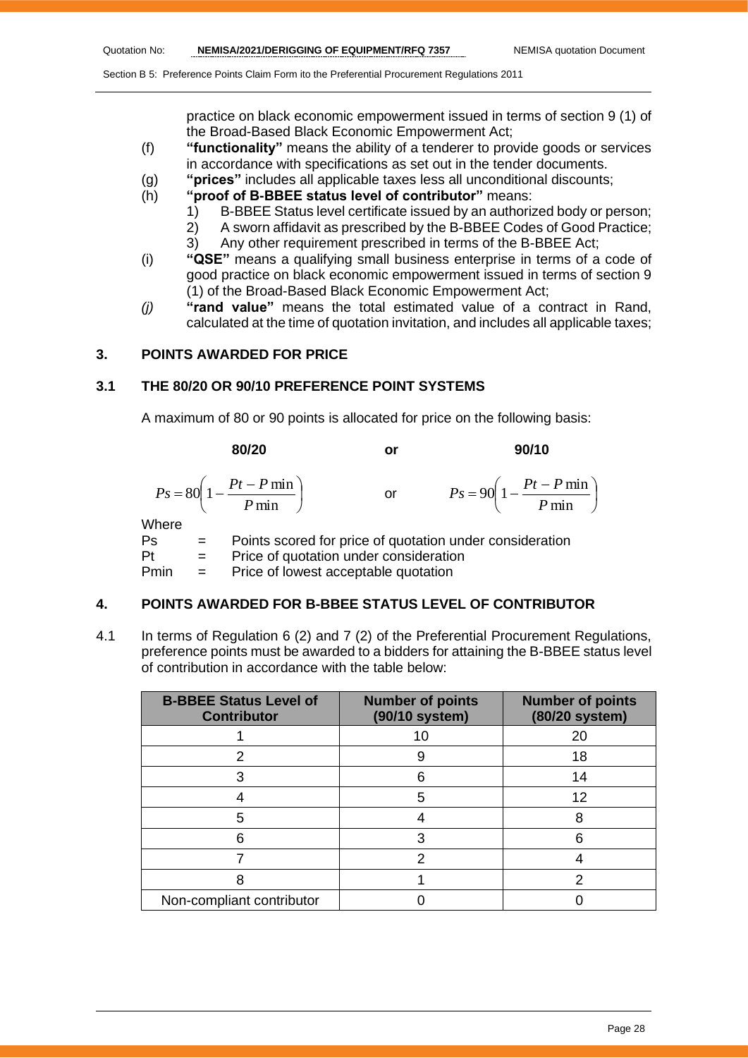practice on black economic empowerment issued in terms of section 9 (1) of the Broad-Based Black Economic Empowerment Act;

(f) **"functionality"** means the ability of a tenderer to provide goods or services in accordance with specifications as set out in the tender documents.

(g) **"prices"** includes all applicable taxes less all unconditional discounts;

(h) **"proof of B-BBEE status level of contributor"** means:
   1) B-BBEE Status level certificate issued by an authorized body or person;
   2) A sworn affidavit as prescribed by the B-BBEE Codes of Good Practice;
   3) Any other requirement prescribed in terms of the B-BBEE Act;

(i) **"QSE"** means a qualifying small business enterprise in terms of a code of good practice on black economic empowerment issued in terms of section 9 (1) of the Broad-Based Black Economic Empowerment Act;

*(j)* **"rand value"** means the total estimated value of a contract in Rand, calculated at the time of quotation invitation, and includes all applicable taxes;

## 3. POINTS AWARDED FOR PRICE

### 3.1 THE 80/20 OR 90/10 PREFERENCE POINT SYSTEMS

A maximum of 80 or 90 points is allocated for price on the following basis:

**80/20** or **90/10**

$$Ps = 80\left(1 - \frac{Pt - P\min}{P\min}\right) \quad \text{or} \quad Ps = 90\left(1 - \frac{Pt - P\min}{P\min}\right)$$

Where

Ps = Points scored for price of quotation under consideration

Pt = Price of quotation under consideration

Pmin = Price of lowest acceptable quotation

## 4. POINTS AWARDED FOR B-BBEE STATUS LEVEL OF CONTRIBUTOR

4.1 In terms of Regulation 6 (2) and 7 (2) of the Preferential Procurement Regulations, preference points must be awarded to a bidders for attaining the B-BBEE status level of contribution in accordance with the table below:

| B-BBEE Status Level of Contributor | Number of points (90/10 system) | Number of points (80/20 system) |
|---|---|---|
| 1 | 10 | 20 |
| 2 | 9 | 18 |
| 3 | 6 | 14 |
| 4 | 5 | 12 |
| 5 | 4 | 8 |
| 6 | 3 | 6 |
| 7 | 2 | 4 |
| 8 | 1 | 2 |
| Non-compliant contributor | 0 | 0 |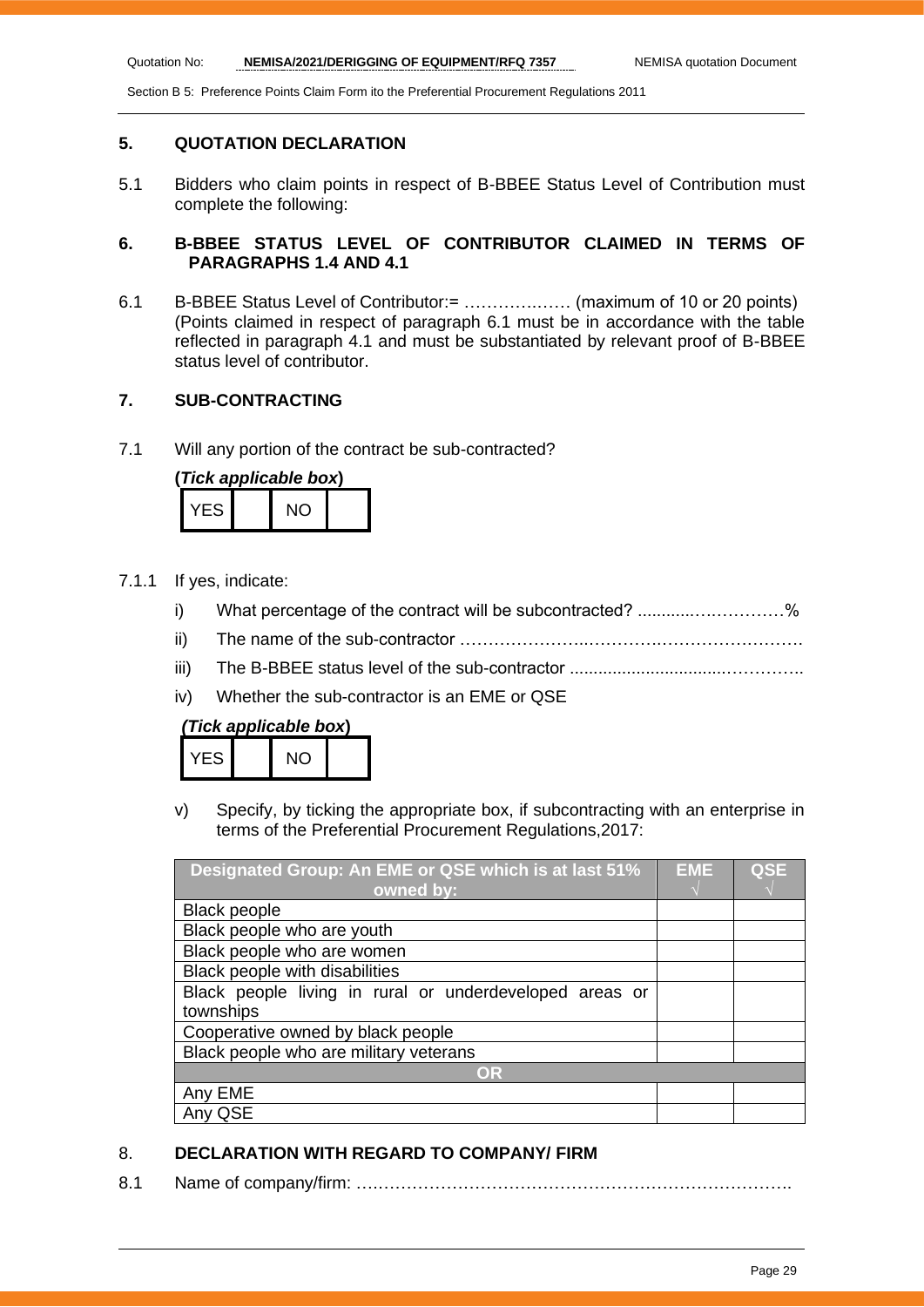## 5. QUOTATION DECLARATION

5.1 Bidders who claim points in respect of B-BBEE Status Level of Contribution must complete the following:

## 6. B-BBEE STATUS LEVEL OF CONTRIBUTOR CLAIMED IN TERMS OF PARAGRAPHS 1.4 AND 4.1

6.1 B-BBEE Status Level of Contributor:= ……………..…. (maximum of 10 or 20 points) (Points claimed in respect of paragraph 6.1 must be in accordance with the table reflected in paragraph 4.1 and must be substantiated by relevant proof of B-BBEE status level of contributor.

## 7. SUB-CONTRACTING

7.1 Will any portion of the contract be sub-contracted?

**(*Tick applicable box*)**

| YES | | NO | |
|---|---|---|---|

7.1.1 If yes, indicate:

i) What percentage of the contract will be subcontracted? ............….………%

ii) The name of the sub-contractor …………………..………….…………………….

iii) The B-BBEE status level of the sub-contractor ................................…………..

iv) Whether the sub-contractor is an EME or QSE

**(*Tick applicable box*)**

| YES | | NO | |
|---|---|---|---|

v) Specify, by ticking the appropriate box, if subcontracting with an enterprise in terms of the Preferential Procurement Regulations,2017:

| Designated Group: An EME or QSE which is at last 51% owned by: | EME √ | QSE √ |
|---|---|---|
| Black people | | |
| Black people who are youth | | |
| Black people who are women | | |
| Black people with disabilities | | |
| Black people living in rural or underdeveloped areas or townships | | |
| Cooperative owned by black people | | |
| Black people who are military veterans | | |
| **OR** | | |
| Any EME | | |
| Any QSE | | |

## 8. DECLARATION WITH REGARD TO COMPANY/ FIRM

8.1 Name of company/firm: ………………………………………………………………….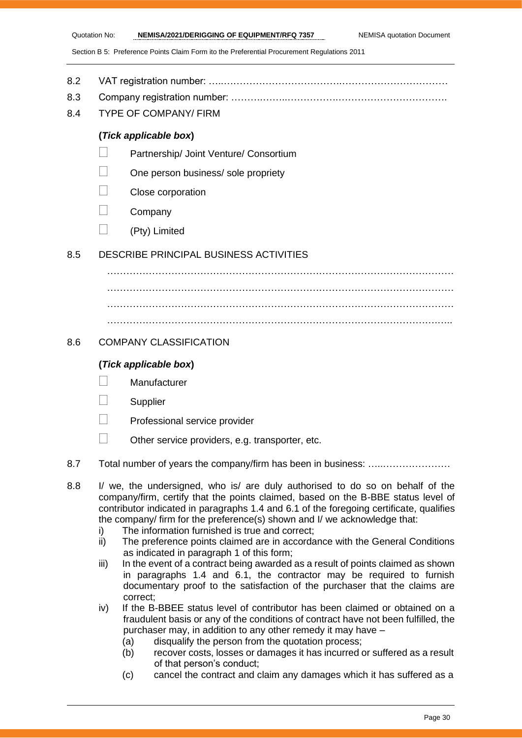8.2 VAT registration number: …..………………………………….……………………………

8.3 Company registration number: ……….……..…………….…………………………….

8.4 TYPE OF COMPANY/ FIRM

**(*Tick applicable box*)**

☐ Partnership/ Joint Venture/ Consortium

☐ One person business/ sole propriety

☐ Close corporation

☐ Company

☐ (Pty) Limited

8.5 DESCRIBE PRINCIPAL BUSINESS ACTIVITIES

…………………………………………………………………………………………………
…………………………………………………………………………………………………
…………………………………………………………………………………………………
………………………………………………………………………………………………..

8.6 COMPANY CLASSIFICATION

**(*Tick applicable box*)**

☐ Manufacturer

☐ Supplier

☐ Professional service provider

☐ Other service providers, e.g. transporter, etc.

8.7 Total number of years the company/firm has been in business: …..…………………

8.8 I/ we, the undersigned, who is/ are duly authorised to do so on behalf of the company/firm, certify that the points claimed, based on the B-BBE status level of contributor indicated in paragraphs 1.4 and 6.1 of the foregoing certificate, qualifies the company/ firm for the preference(s) shown and I/ we acknowledge that:

i) The information furnished is true and correct;

ii) The preference points claimed are in accordance with the General Conditions as indicated in paragraph 1 of this form;

iii) In the event of a contract being awarded as a result of points claimed as shown in paragraphs 1.4 and 6.1, the contractor may be required to furnish documentary proof to the satisfaction of the purchaser that the claims are correct;

iv) If the B-BBEE status level of contributor has been claimed or obtained on a fraudulent basis or any of the conditions of contract have not been fulfilled, the purchaser may, in addition to any other remedy it may have –

(a) disqualify the person from the quotation process;

(b) recover costs, losses or damages it has incurred or suffered as a result of that person's conduct;

(c) cancel the contract and claim any damages which it has suffered as a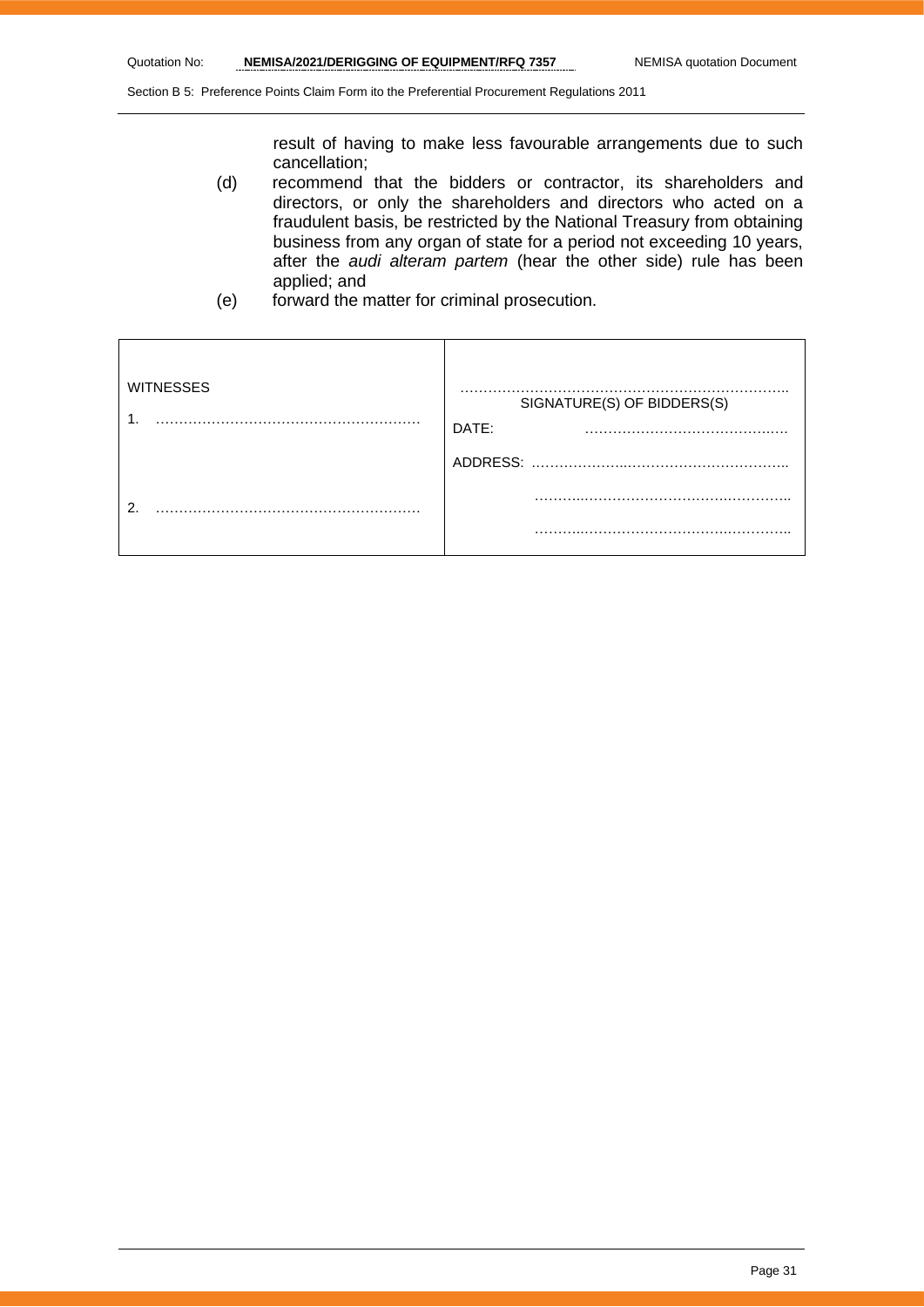result of having to make less favourable arrangements due to such cancellation;

(d) recommend that the bidders or contractor, its shareholders and directors, or only the shareholders and directors who acted on a fraudulent basis, be restricted by the National Treasury from obtaining business from any organ of state for a period not exceeding 10 years, after the *audi alteram partem* (hear the other side) rule has been applied; and

(e) forward the matter for criminal prosecution.

| WITNESSES | ………………………………………………………….. SIGNATURE(S) OF BIDDERS(S) |
|---|---|
| 1. ………………………………………………… | DATE: ………………………………….…. |
| | ADDRESS: …………………..…………………………….. |
| 2. ………………………………………………… | ………..…………………………..………….. |
| | ………..…………………………..………….. |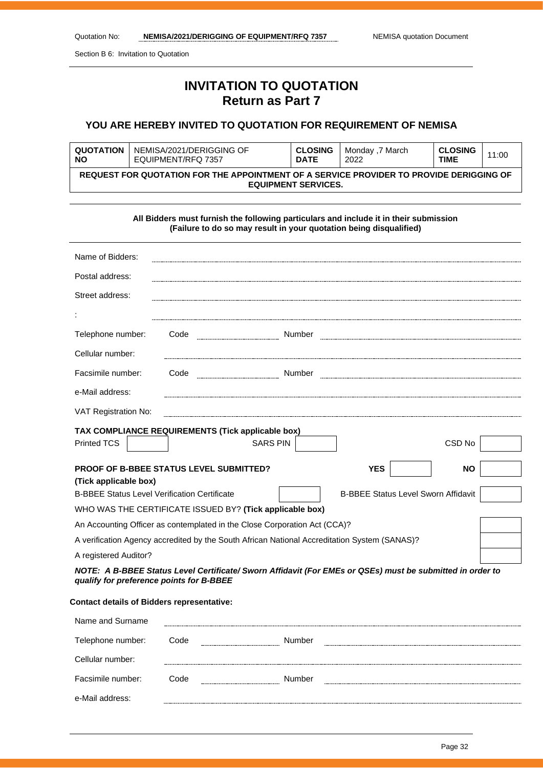# INVITATION TO QUOTATION
## Return as Part 7

### YOU ARE HEREBY INVITED TO QUOTATION FOR REQUIREMENT OF NEMISA

| **QUOTATION NO** | NEMISA/2021/DERIGGING OF EQUIPMENT/RFQ 7357 | **CLOSING DATE** | Monday ,7 March 2022 | **CLOSING TIME** | 11:00 |
|---|---|---|---|---|---|
| **REQUEST FOR QUOTATION FOR THE APPOINTMENT OF A SERVICE PROVIDER TO PROVIDE DERIGGING OF EQUIPMENT SERVICES.** | | | | | |

**All Bidders must furnish the following particulars and include it in their submission (Failure to do so may result in your quotation being disqualified)**

Name of Bidders: ..........................................

Postal address: ..........................................

Street address: ..........................................

: ..........................................

Telephone number: Code .................. Number ..........................................

Cellular number: ..........................................

Facsimile number: Code .................. Number ..........................................

e-Mail address: ..........................................

VAT Registration No: ..........................................

**TAX COMPLIANCE REQUIREMENTS (Tick applicable box)**

| Printed TCS | | SARS PIN | | CSD No | |
|---|---|---|---|---|---|

| **PROOF OF B-BBEE STATUS LEVEL SUBMITTED? (Tick applicable box)** | **YES** | | **NO** | |
|---|---|---|---|---|

| B-BBEE Status Level Verification Certificate | | B-BBEE Status Level Sworn Affidavit | |
|---|---|---|---|

WHO WAS THE CERTIFICATE ISSUED BY? **(Tick applicable box)**

| | |
|---|---|
| An Accounting Officer as contemplated in the Close Corporation Act (CCA)? | |
| A verification Agency accredited by the South African National Accreditation System (SANAS)? | |
| A registered Auditor? | |

***NOTE: A B-BBEE Status Level Certificate/ Sworn Affidavit (For EMEs or QSEs) must be submitted in order to qualify for preference points for B-BBEE***

**Contact details of Bidders representative:**

Name and Surname ..........................................

Telephone number: Code .................. Number ..........................................

Cellular number: ..........................................

Facsimile number: Code .................. Number ..........................................

e-Mail address: ..........................................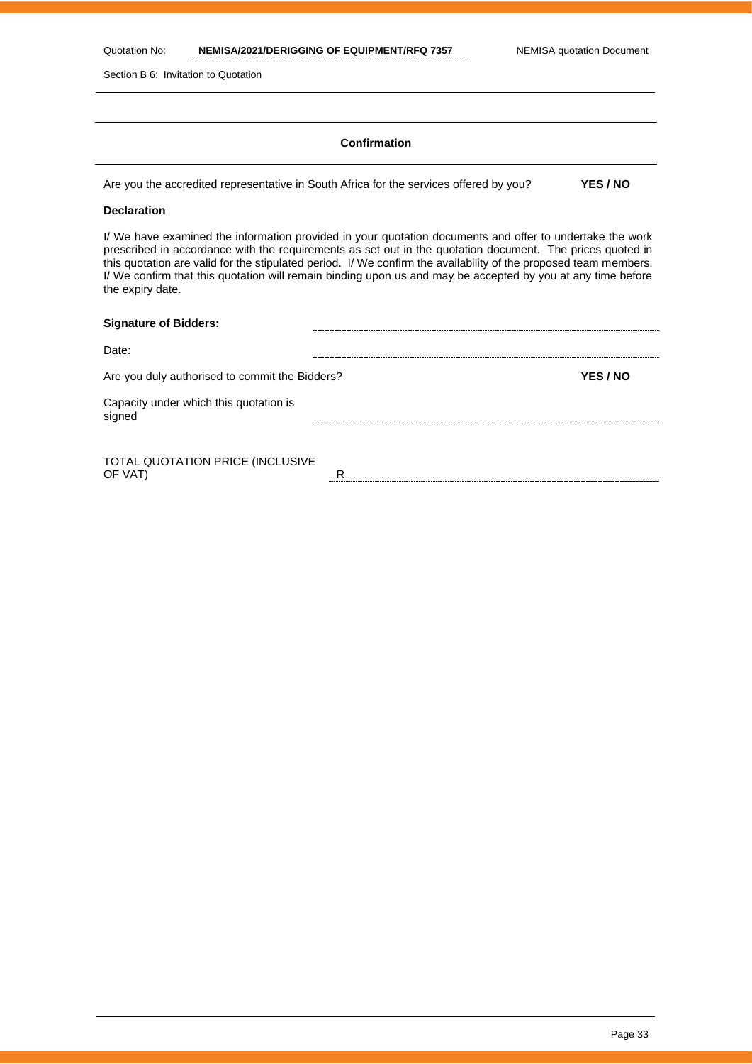## Confirmation

Are you the accredited representative in South Africa for the services offered by you? **YES / NO**

**Declaration**

I/ We have examined the information provided in your quotation documents and offer to undertake the work prescribed in accordance with the requirements as set out in the quotation document. The prices quoted in this quotation are valid for the stipulated period. I/ We confirm the availability of the proposed team members. I/ We confirm that this quotation will remain binding upon us and may be accepted by you at any time before the expiry date.

**Signature of Bidders:** ..............................................................................

Date: ..............................................................................

Are you duly authorised to commit the Bidders? **YES / NO**

Capacity under which this quotation is signed ..............................................................................

TOTAL QUOTATION PRICE (INCLUSIVE OF VAT) R ..............................................................................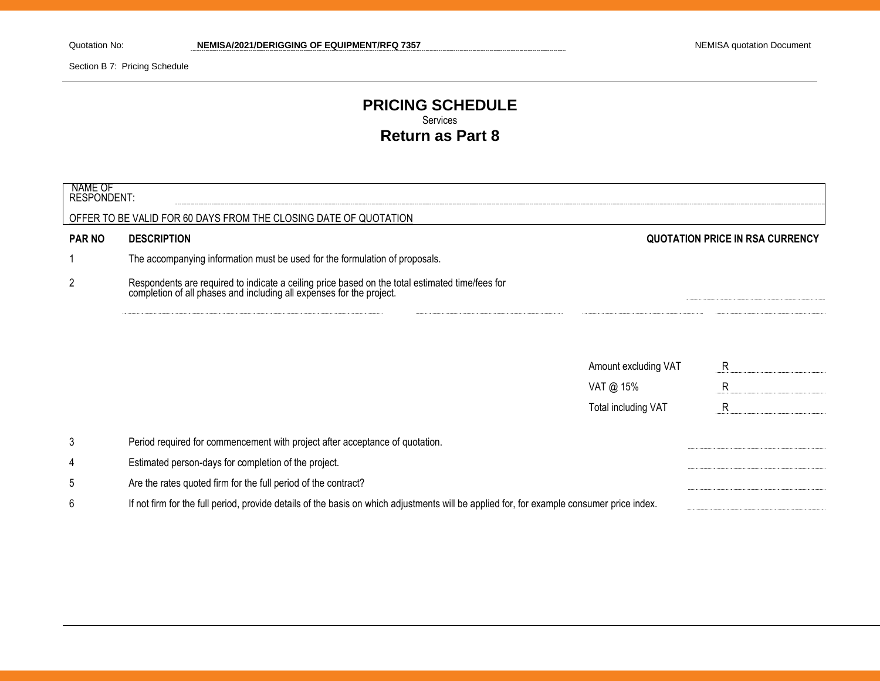Quotation No: **NEMISA/2021/DERIGGING OF EQUIPMENT/RFQ 7357**

Section B 7: Pricing Schedule

# PRICING SCHEDULE

Services

## Return as Part 8

NAME OF RESPONDENT: ______________________________

OFFER TO BE VALID FOR 60 DAYS FROM THE CLOSING DATE OF QUOTATION

| PAR NO | DESCRIPTION | QUOTATION PRICE IN RSA CURRENCY |
|---|---|---|
| 1 | The accompanying information must be used for the formulation of proposals. | |
| 2 | Respondents are required to indicate a ceiling price based on the total estimated time/fees for completion of all phases and including all expenses for the project. | ____________ |

| | |
|---|---|
| Amount excluding VAT | R ____________ |
| VAT @ 15% | R ____________ |
| Total including VAT | R ____________ |

| PAR NO | DESCRIPTION | |
|---|---|---|
| 3 | Period required for commencement with project after acceptance of quotation. | ____________ |
| 4 | Estimated person-days for completion of the project. | ____________ |
| 5 | Are the rates quoted firm for the full period of the contract? | ____________ |
| 6 | If not firm for the full period, provide details of the basis on which adjustments will be applied for, for example consumer price index. | ____________ |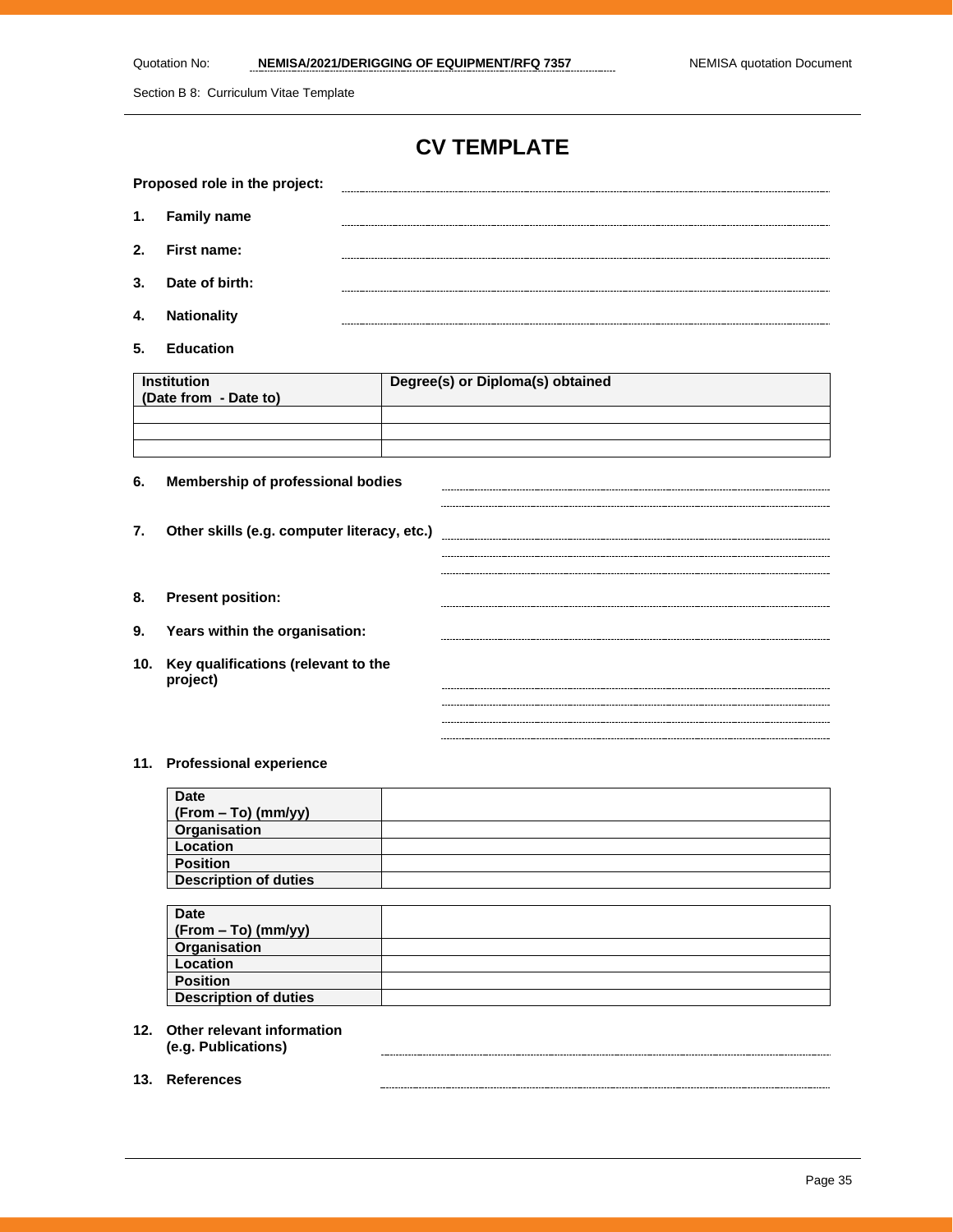Section B 8: Curriculum Vitae Template

# CV TEMPLATE

**Proposed role in the project:** ..............................

1. **Family name** ..............................
2. **First name:** ..............................
3. **Date of birth:** ..............................
4. **Nationality** ..............................
5. **Education**

| Institution (Date from - Date to) | Degree(s) or Diploma(s) obtained |
|---|---|
| | |
| | |
| | |

6. **Membership of professional bodies** ..............................
7. **Other skills (e.g. computer literacy, etc.)** ..............................
8. **Present position:** ..............................
9. **Years within the organisation:** ..............................
10. **Key qualifications (relevant to the project)** ..............................
11. **Professional experience**

| | |
|---|---|
| **Date (From – To) (mm/yy)** | |
| **Organisation** | |
| **Location** | |
| **Position** | |
| **Description of duties** | |

| | |
|---|---|
| **Date (From – To) (mm/yy)** | |
| **Organisation** | |
| **Location** | |
| **Position** | |
| **Description of duties** | |

12. **Other relevant information (e.g. Publications)** ..............................
13. **References** ..............................